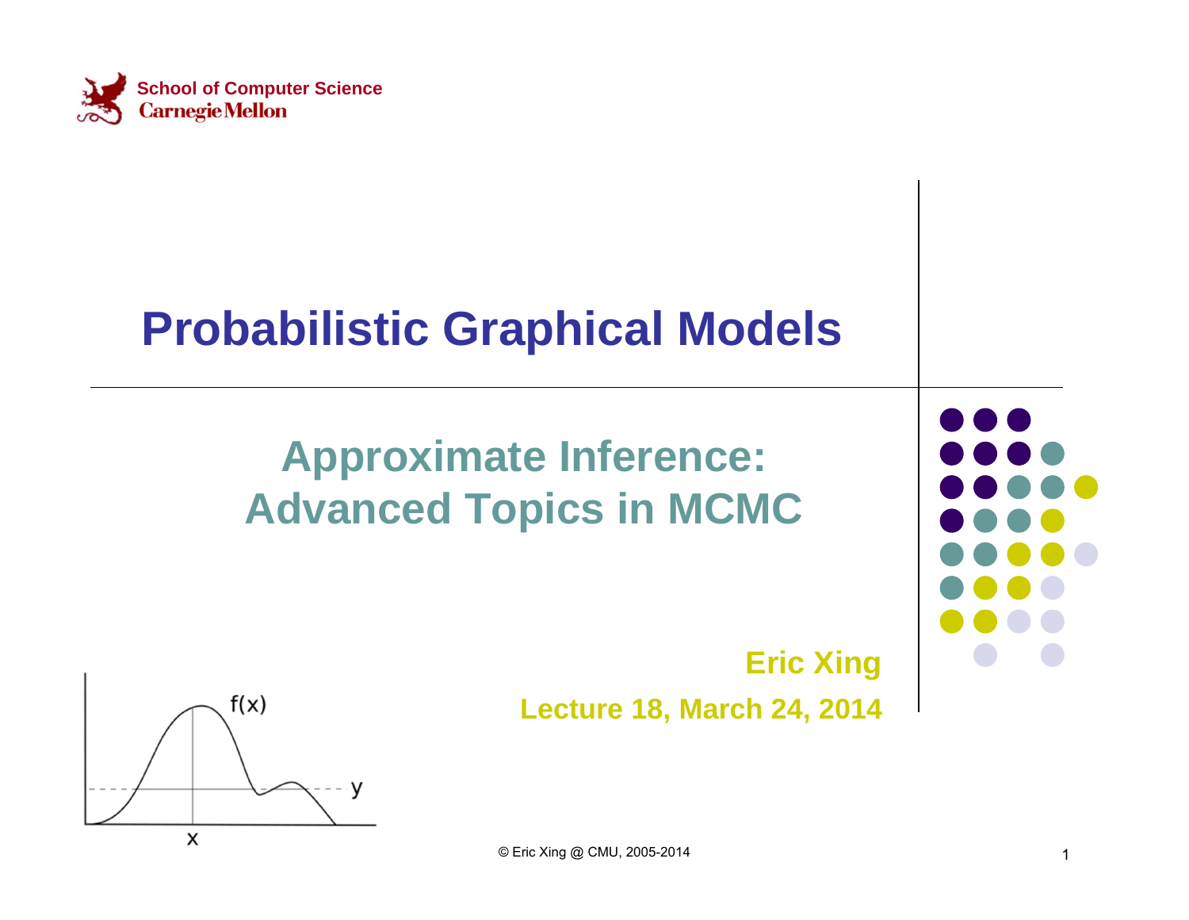School of Computer Science
Carnegie Mellon

# Probabilistic Graphical Models

## Approximate Inference: Advanced Topics in MCMC

**Eric Xing**

**Lecture 18, March 24, 2014**

© Eric Xing @ CMU, 2005-2014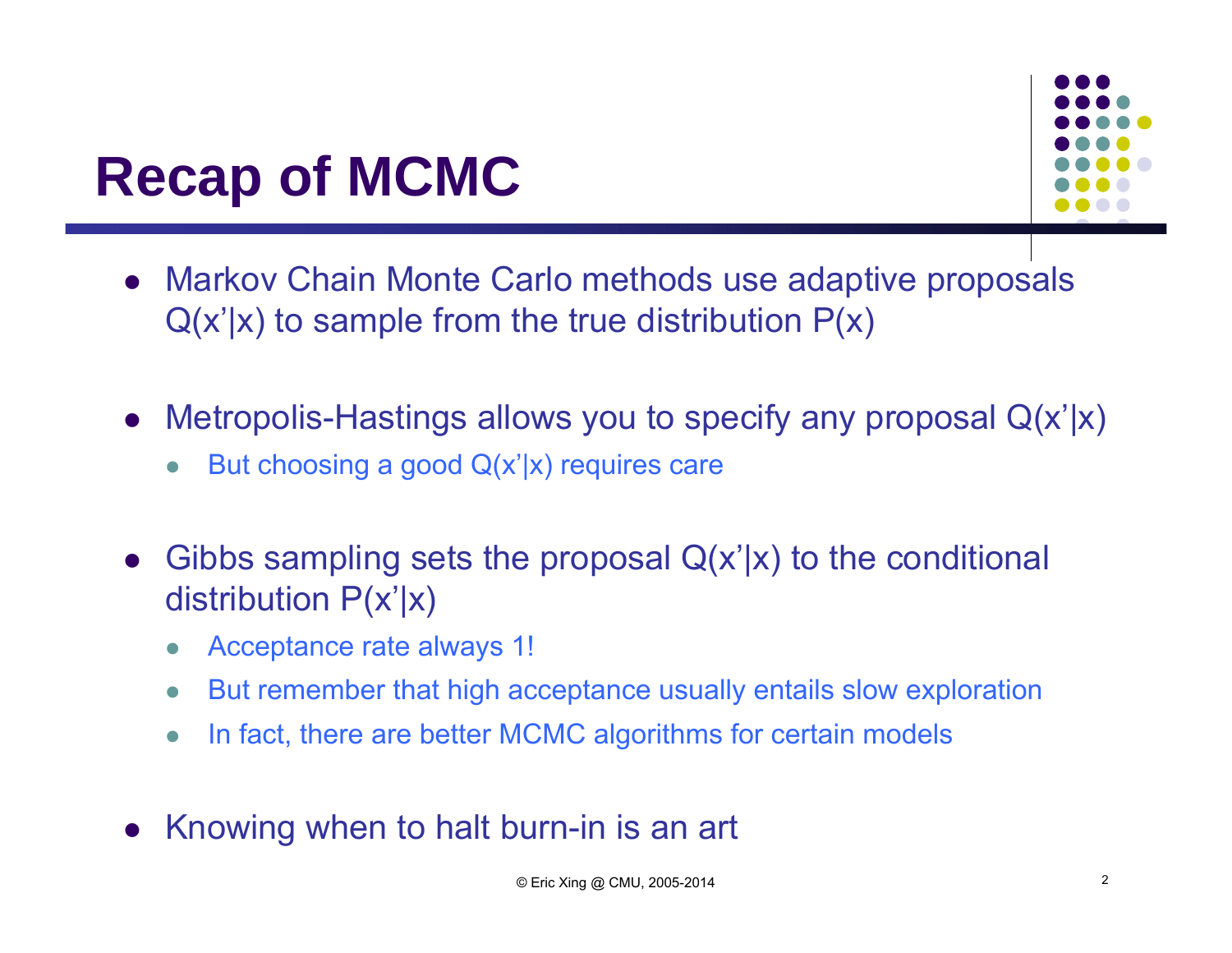# Recap of MCMC

- Markov Chain Monte Carlo methods use adaptive proposals $Q(x'|x)$ to sample from the true distribution $P(x)$

- Metropolis-Hastings allows you to specify any proposal $Q(x'|x)$
  - But choosing a good $Q(x'|x)$ requires care

- Gibbs sampling sets the proposal $Q(x'|x)$ to the conditional distribution $P(x'|x)$
  - Acceptance rate always 1!
  - But remember that high acceptance usually entails slow exploration
  - In fact, there are better MCMC algorithms for certain models

- Knowing when to halt burn-in is an art

© Eric Xing @ CMU, 2005-2014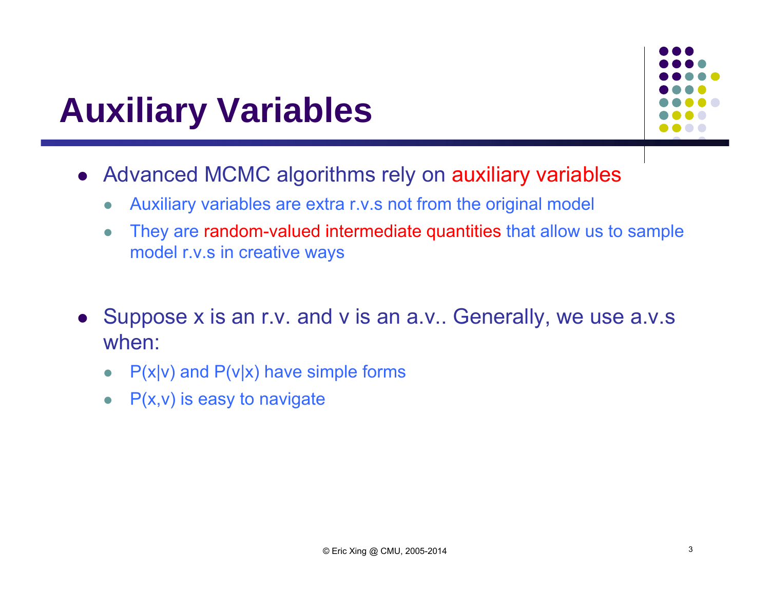# Auxiliary Variables

- Advanced MCMC algorithms rely on auxiliary variables
  - Auxiliary variables are extra r.v.s not from the original model
  - They are random-valued intermediate quantities that allow us to sample model r.v.s in creative ways

- Suppose x is an r.v. and v is an a.v.. Generally, we use a.v.s when:
  - $P(x|v)$ and $P(v|x)$ have simple forms
  - $P(x,v)$ is easy to navigate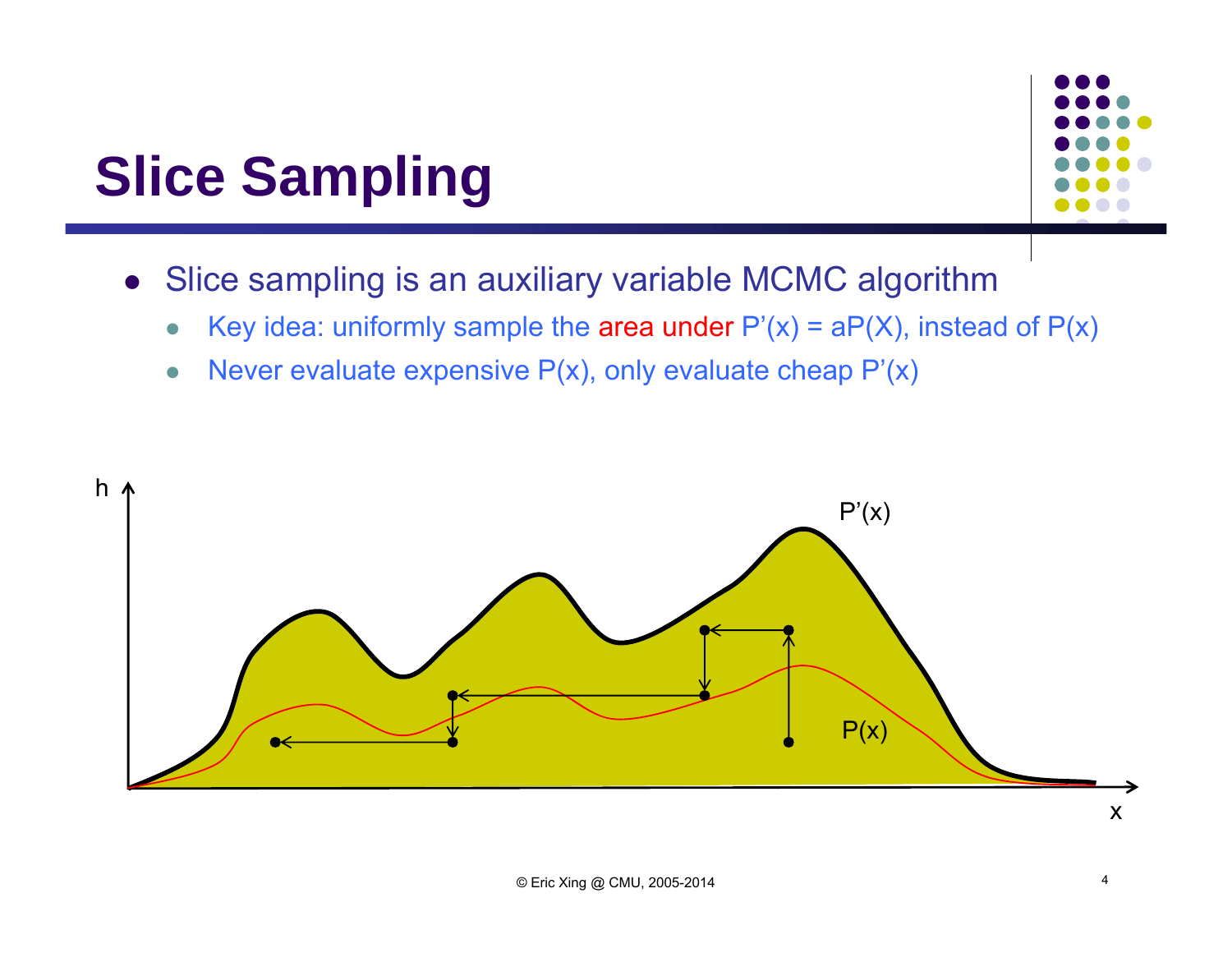# Slice Sampling

- Slice sampling is an auxiliary variable MCMC algorithm
  - Key idea: uniformly sample the area under $P'(x) = aP(X)$, instead of $P(x)$
  - Never evaluate expensive $P(x)$, only evaluate cheap $P'(x)$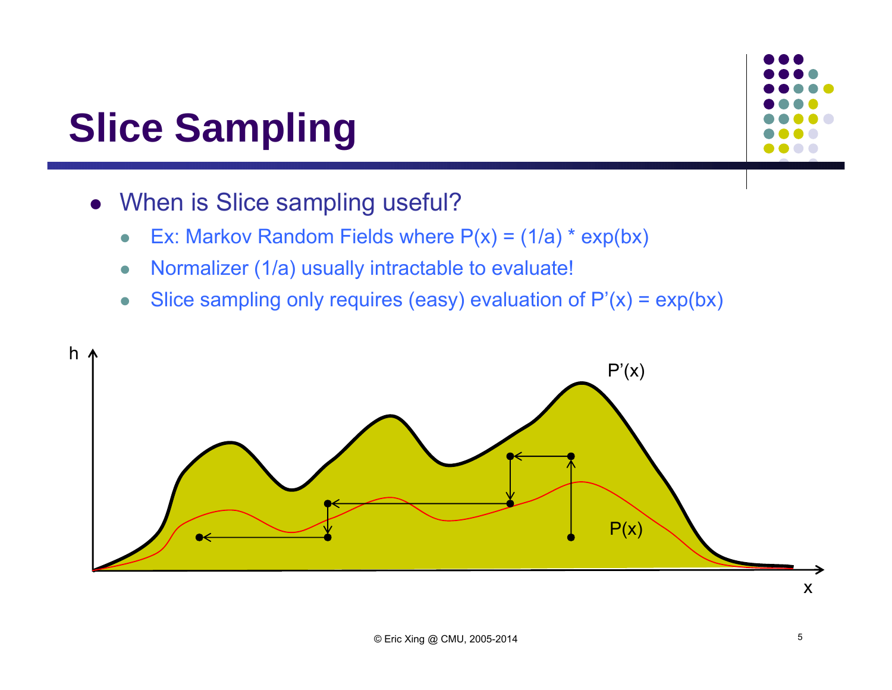# Slice Sampling

- When is Slice sampling useful?
  - Ex: Markov Random Fields where $P(x) = (1/a) * \exp(bx)$
  - Normalizer $(1/a)$ usually intractable to evaluate!
  - Slice sampling only requires (easy) evaluation of $P'(x) = \exp(bx)$

h

P'(x)

P(x)

x

© Eric Xing @ CMU, 2005-2014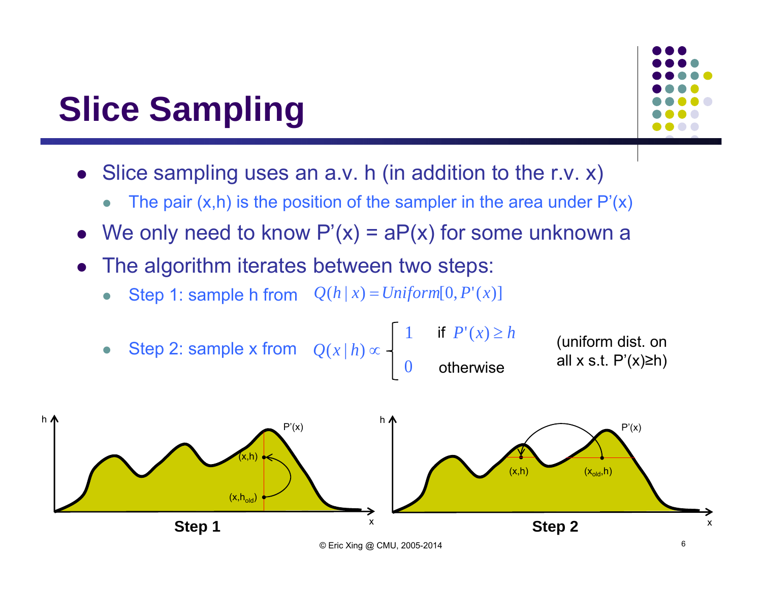# Slice Sampling

- Slice sampling uses an a.v. h (in addition to the r.v. x)
  - The pair (x,h) is the position of the sampler in the area under P'(x)
- We only need to know P'(x) = aP(x) for some unknown a
- The algorithm iterates between two steps:
  - Step 1: sample h from $Q(h \mid x) = Uniform[0, P'(x)]$
  - Step 2: sample x from $Q(x \mid h) \propto \begin{cases} 1 & \text{if } P'(x) \geq h \\ 0 & \text{otherwise} \end{cases}$ (uniform dist. on all x s.t. P'(x)≥h)

Step 1

Step 2

© Eric Xing @ CMU, 2005-2014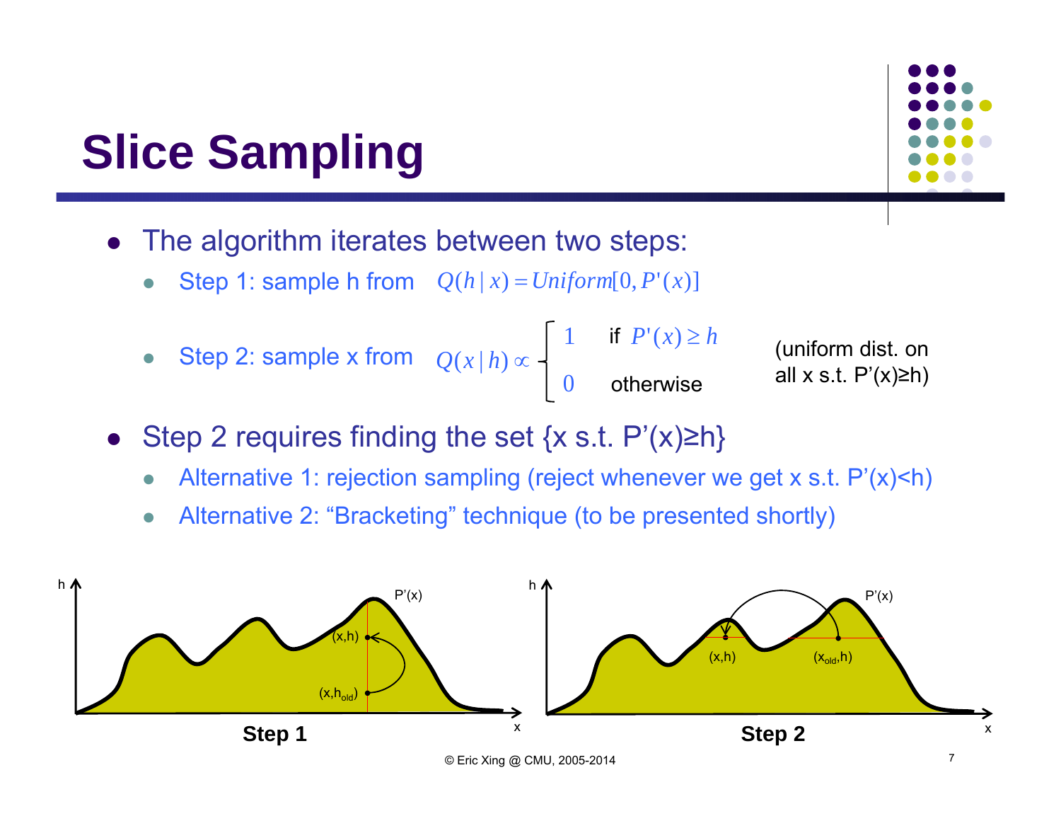# Slice Sampling

- The algorithm iterates between two steps:
  - Step 1: sample h from $Q(h \mid x) = Uniform[0, P'(x)]$
  - Step 2: sample x from $Q(x \mid h) \propto \begin{cases} 1 & \text{if } P'(x) \geq h \\ 0 & \text{otherwise} \end{cases}$ (uniform dist. on all x s.t. P'(x)≥h)
- Step 2 requires finding the set {x s.t. P'(x)≥h}
  - Alternative 1: rejection sampling (reject whenever we get x s.t. P'(x)<h)
  - Alternative 2: "Bracketing" technique (to be presented shortly)

**Step 1** — (x,h), $(x,h_{old})$, P'(x)

**Step 2** — (x,h), $(x_{old},h)$, P'(x)

© Eric Xing @ CMU, 2005-2014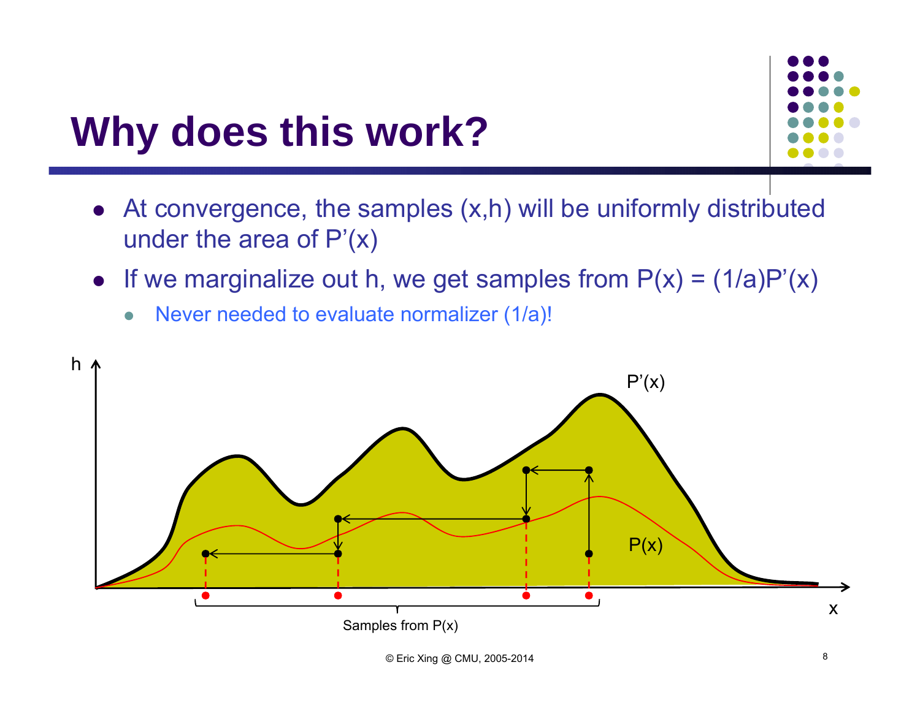# Why does this work?

- At convergence, the samples (x,h) will be uniformly distributed under the area of P'(x)
- If we marginalize out h, we get samples from P(x) = (1/a)P'(x)
  - Never needed to evaluate normalizer (1/a)!

h

P'(x)

P(x)

x

Samples from P(x)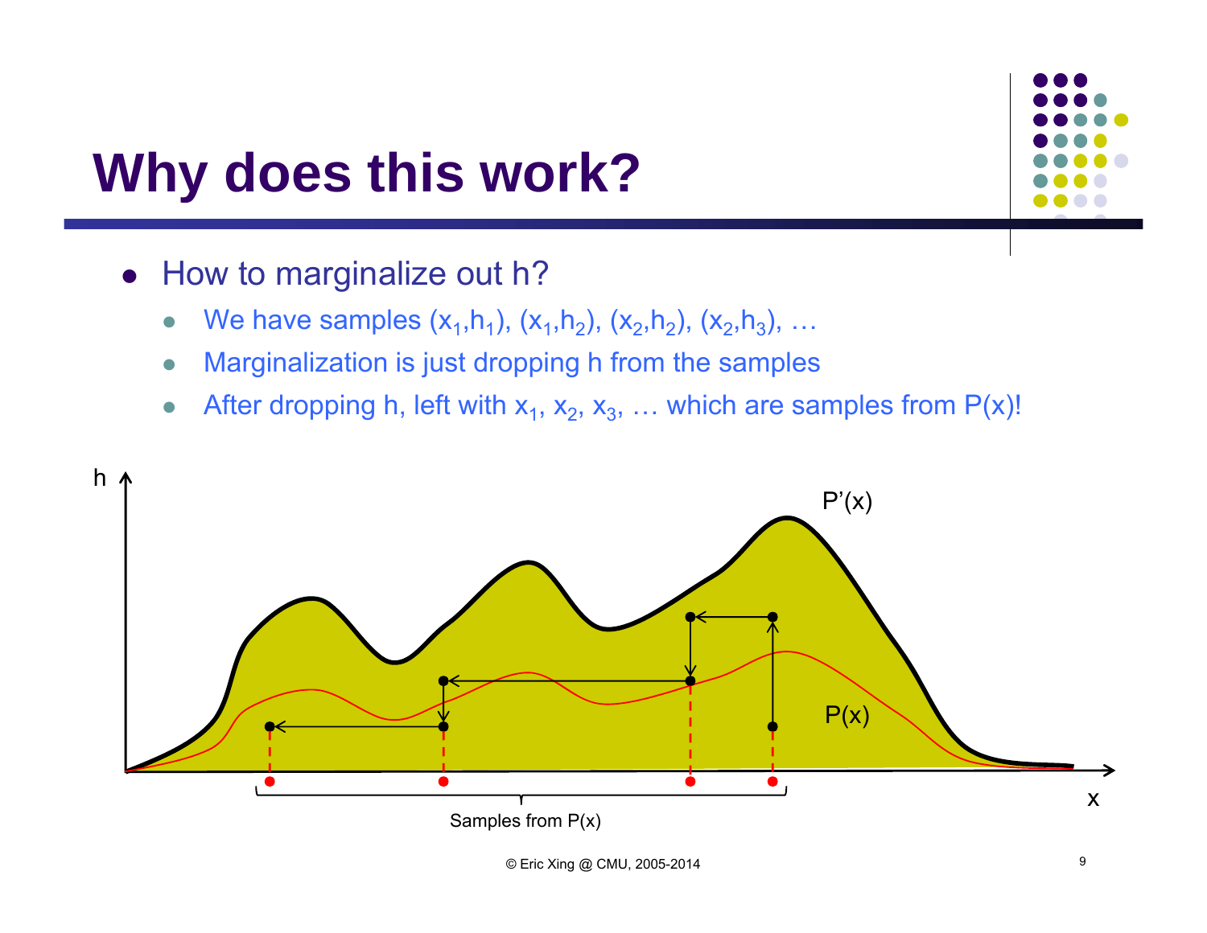# Why does this work?

- How to marginalize out h?
  - We have samples $(x_1,h_1)$, $(x_1,h_2)$, $(x_2,h_2)$, $(x_2,h_3)$, …
  - Marginalization is just dropping h from the samples
  - After dropping h, left with $x_1$, $x_2$, $x_3$, … which are samples from P(x)!

h

P'(x)

P(x)

x

Samples from P(x)

© Eric Xing @ CMU, 2005-2014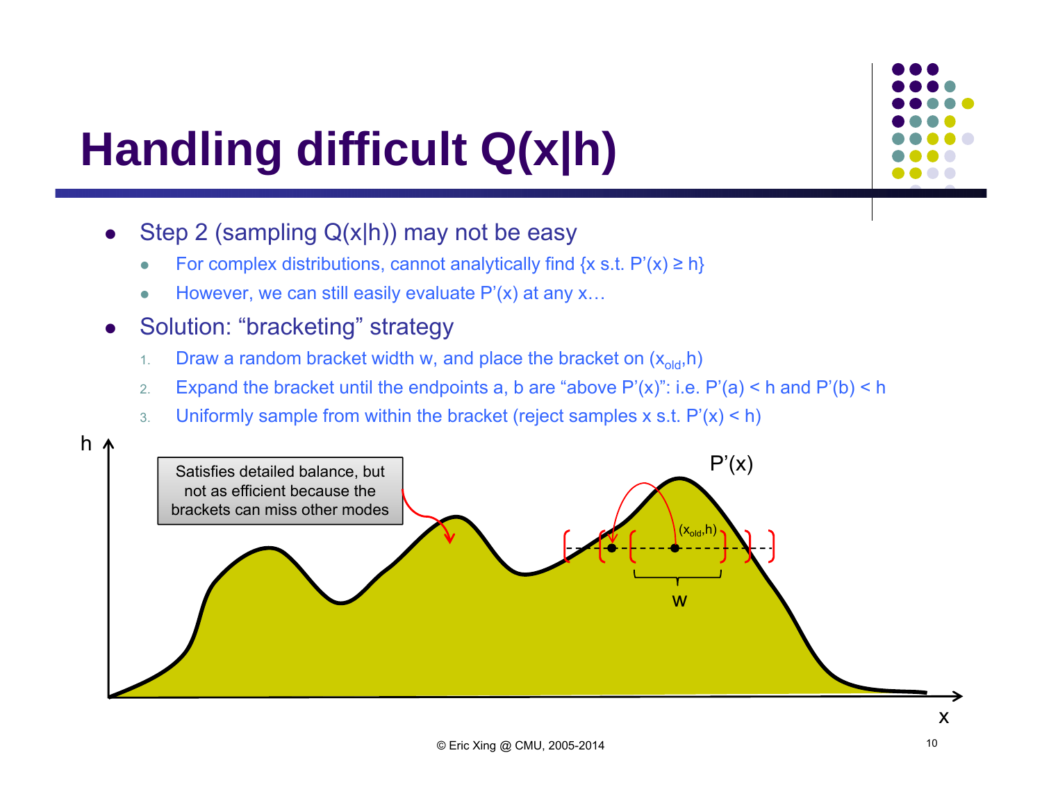# Handling difficult $Q(x|h)$

- Step 2 (sampling $Q(x|h)$) may not be easy
  - For complex distributions, cannot analytically find $\{x \text{ s.t. } P'(x) \geq h\}$
  - However, we can still easily evaluate $P'(x)$ at any x…
- Solution: "bracketing" strategy
  1. Draw a random bracket width w, and place the bracket on $(x_{old}, h)$
  2. Expand the bracket until the endpoints a, b are "above $P'(x)$": i.e. $P'(a) < h$ and $P'(b) < h$
  3. Uniformly sample from within the bracket (reject samples x s.t. $P'(x) < h$)

Satisfies detailed balance, but not as efficient because the brackets can miss other modes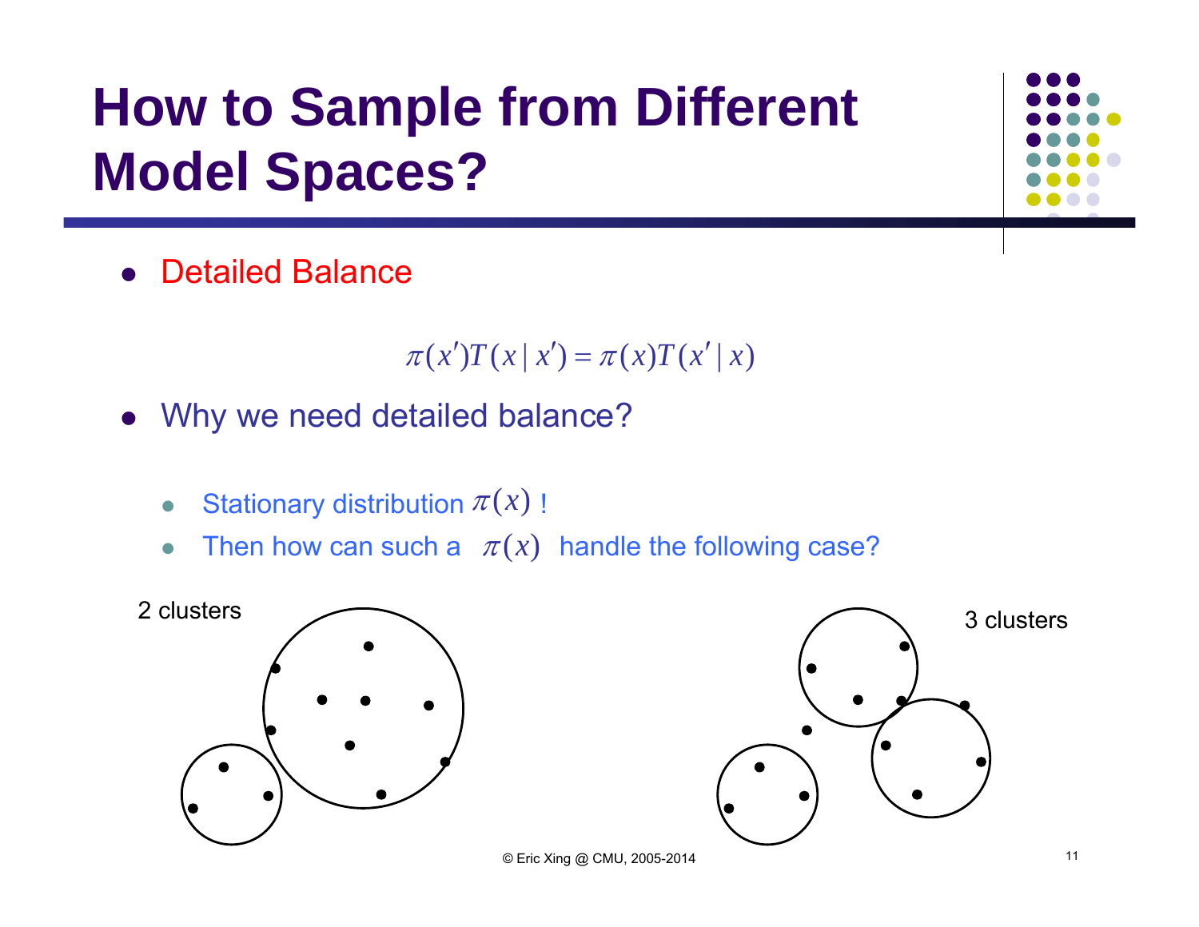# How to Sample from Different Model Spaces?

- Detailed Balance

$$\pi(x')T(x \mid x') = \pi(x)T(x' \mid x)$$

- Why we need detailed balance?
  - Stationary distribution $\pi(x)$ !
  - Then how can such a $\pi(x)$ handle the following case?

2 clusters

3 clusters

© Eric Xing @ CMU, 2005-2014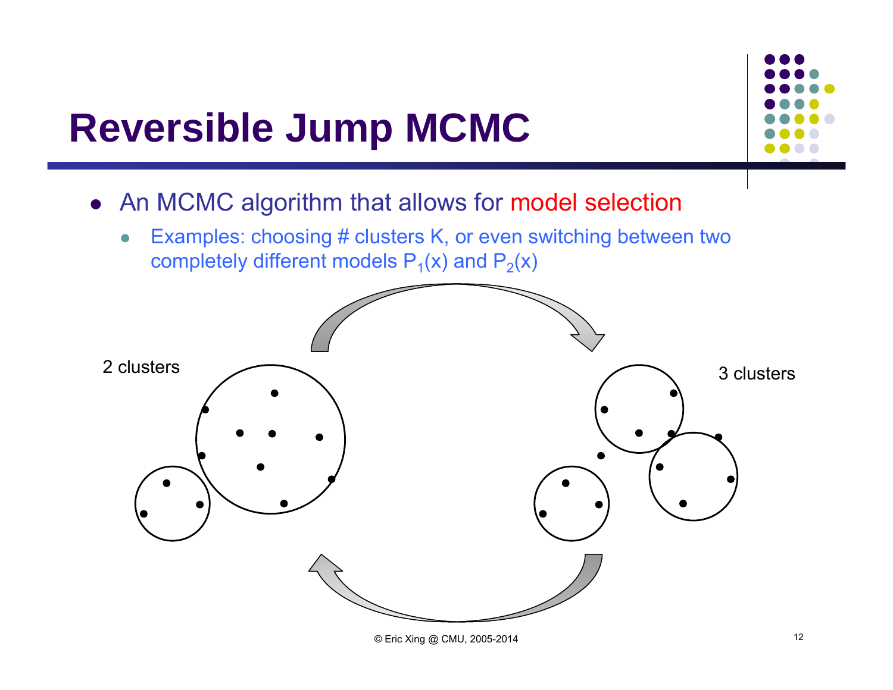# Reversible Jump MCMC

- An MCMC algorithm that allows for model selection
  - Examples: choosing # clusters K, or even switching between two completely different models $P_1(x)$ and $P_2(x)$

2 clusters

3 clusters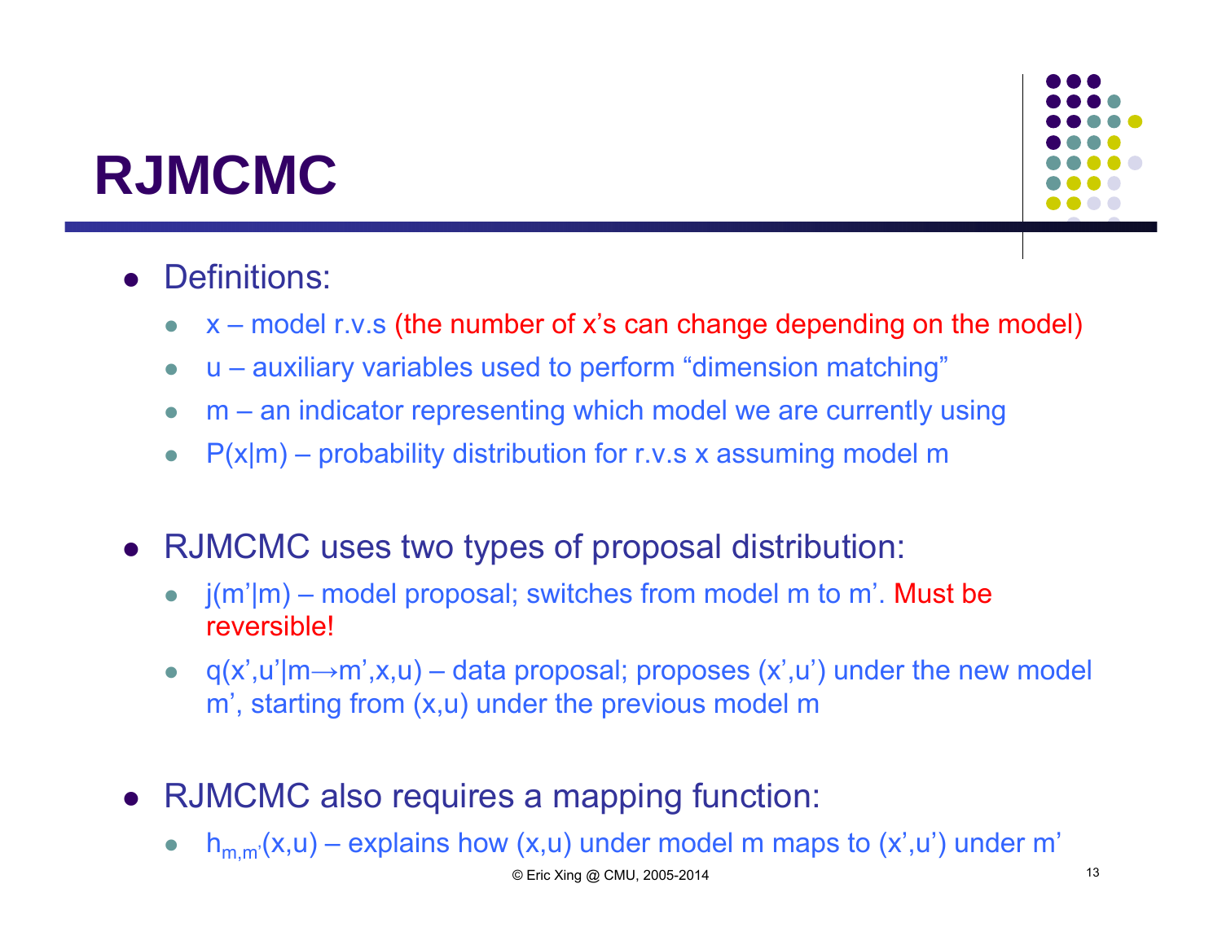# RJMCMC

- Definitions:
  - x – model r.v.s (the number of x's can change depending on the model)
  - u – auxiliary variables used to perform "dimension matching"
  - m – an indicator representing which model we are currently using
  - P(x|m) – probability distribution for r.v.s x assuming model m

- RJMCMC uses two types of proposal distribution:
  - j(m'|m) – model proposal; switches from model m to m'. Must be reversible!
  - q(x',u'|m→m',x,u) – data proposal; proposes (x',u') under the new model m', starting from (x,u) under the previous model m

- RJMCMC also requires a mapping function:
  - $h_{m,m'}(x,u)$ – explains how (x,u) under model m maps to (x',u') under m'

© Eric Xing @ CMU, 2005-2014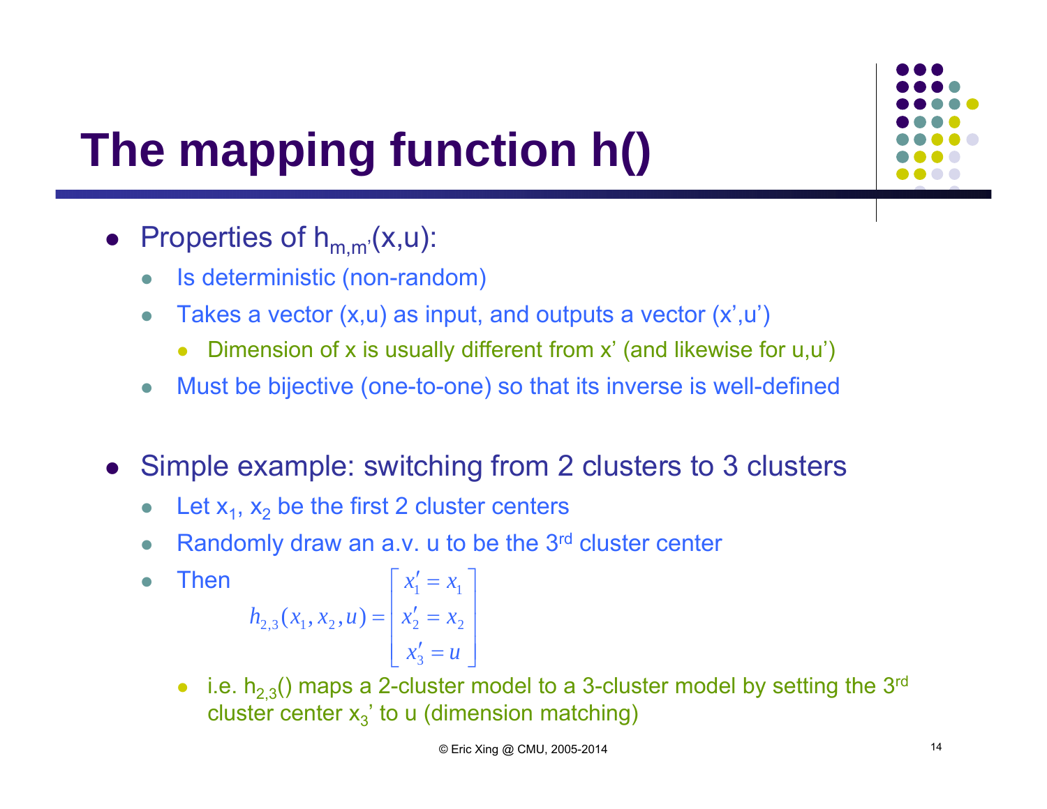# The mapping function h()

- Properties of $h_{m,m'}(x,u)$:
  - Is deterministic (non-random)
  - Takes a vector $(x,u)$ as input, and outputs a vector $(x',u')$
    - Dimension of $x$ is usually different from $x'$ (and likewise for $u,u'$)
  - Must be bijective (one-to-one) so that its inverse is well-defined

- Simple example: switching from 2 clusters to 3 clusters
  - Let $x_1$, $x_2$ be the first 2 cluster centers
  - Randomly draw an a.v. $u$ to be the 3rd cluster center
  - Then

$$h_{2,3}(x_1, x_2, u) = \begin{bmatrix} x_1' = x_1 \\ x_2' = x_2 \\ x_3' = u \end{bmatrix}$$

    - i.e. $h_{2,3}()$ maps a 2-cluster model to a 3-cluster model by setting the 3rd cluster center $x_3'$ to $u$ (dimension matching)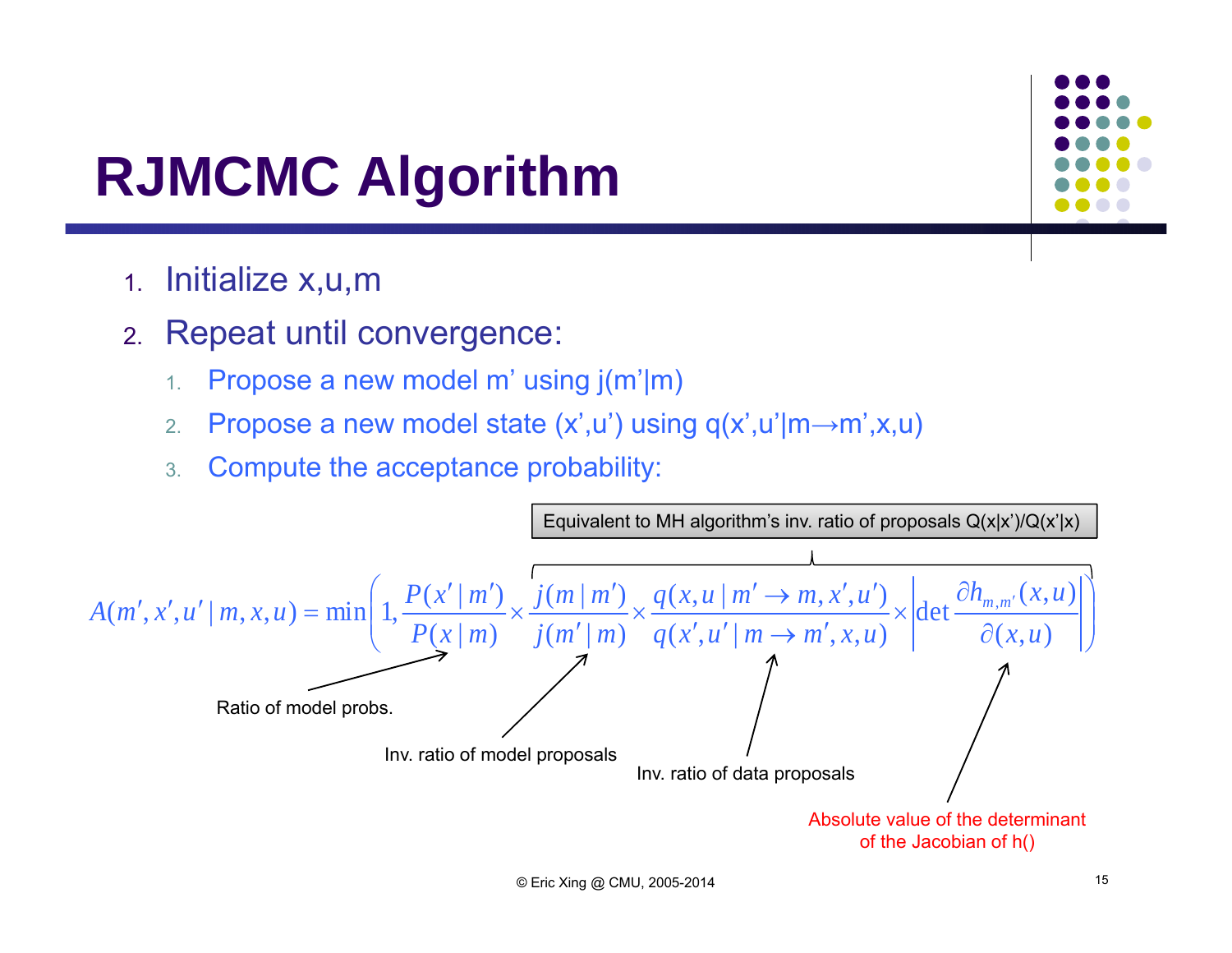# RJMCMC Algorithm

1. Initialize x,u,m
2. Repeat until convergence:
   1. Propose a new model m' using j(m'|m)
   2. Propose a new model state (x',u') using q(x',u'|m→m',x,u)
   3. Compute the acceptance probability:

Equivalent to MH algorithm's inv. ratio of proposals Q(x|x')/Q(x'|x)

$$A(m',x',u' \mid m,x,u) = \min\left(1, \frac{P(x' \mid m')}{P(x \mid m)} \times \frac{j(m \mid m')}{j(m' \mid m)} \times \frac{q(x,u \mid m' \to m, x', u')}{q(x',u' \mid m \to m', x, u)} \times \left|\det \frac{\partial h_{m,m'}(x,u)}{\partial(x,u)}\right|\right)$$

Ratio of model probs.

Inv. ratio of model proposals

Inv. ratio of data proposals

Absolute value of the determinant of the Jacobian of h()

© Eric Xing @ CMU, 2005-2014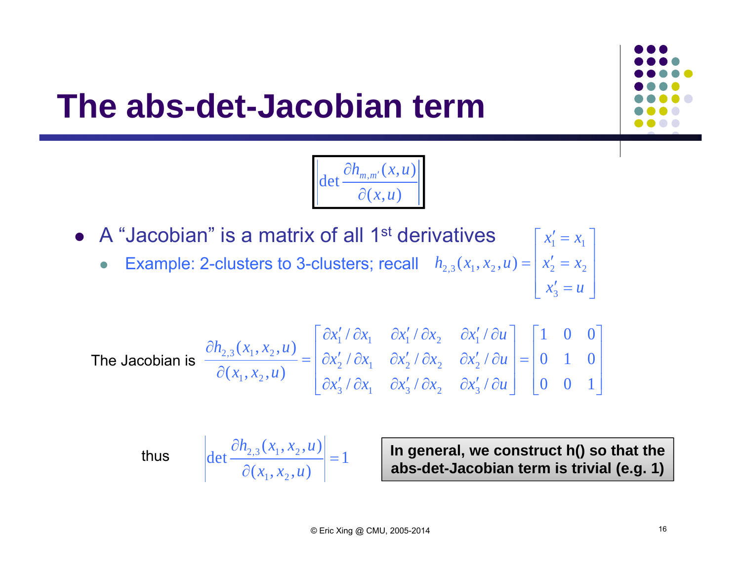# The abs-det-Jacobian term

$$\left|\det \frac{\partial h_{m,m'}(x,u)}{\partial (x,u)}\right|$$

- A "Jacobian" is a matrix of all 1st derivatives
  - Example: 2-clusters to 3-clusters; recall $h_{2,3}(x_1, x_2, u) = \begin{bmatrix} x_1' = x_1 \\ x_2' = x_2 \\ x_3' = u \end{bmatrix}$

The Jacobian is

$$\frac{\partial h_{2,3}(x_1, x_2, u)}{\partial (x_1, x_2, u)} = \begin{bmatrix} \partial x_1' / \partial x_1 & \partial x_1' / \partial x_2 & \partial x_1' / \partial u \\ \partial x_2' / \partial x_1 & \partial x_2' / \partial x_2 & \partial x_2' / \partial u \\ \partial x_3' / \partial x_1 & \partial x_3' / \partial x_2 & \partial x_3' / \partial u \end{bmatrix} = \begin{bmatrix} 1 & 0 & 0 \\ 0 & 1 & 0 \\ 0 & 0 & 1 \end{bmatrix}$$

thus

$$\left|\det \frac{\partial h_{2,3}(x_1, x_2, u)}{\partial (x_1, x_2, u)}\right| = 1$$

**In general, we construct h() so that the abs-det-Jacobian term is trivial (e.g. 1)**

© Eric Xing @ CMU, 2005-2014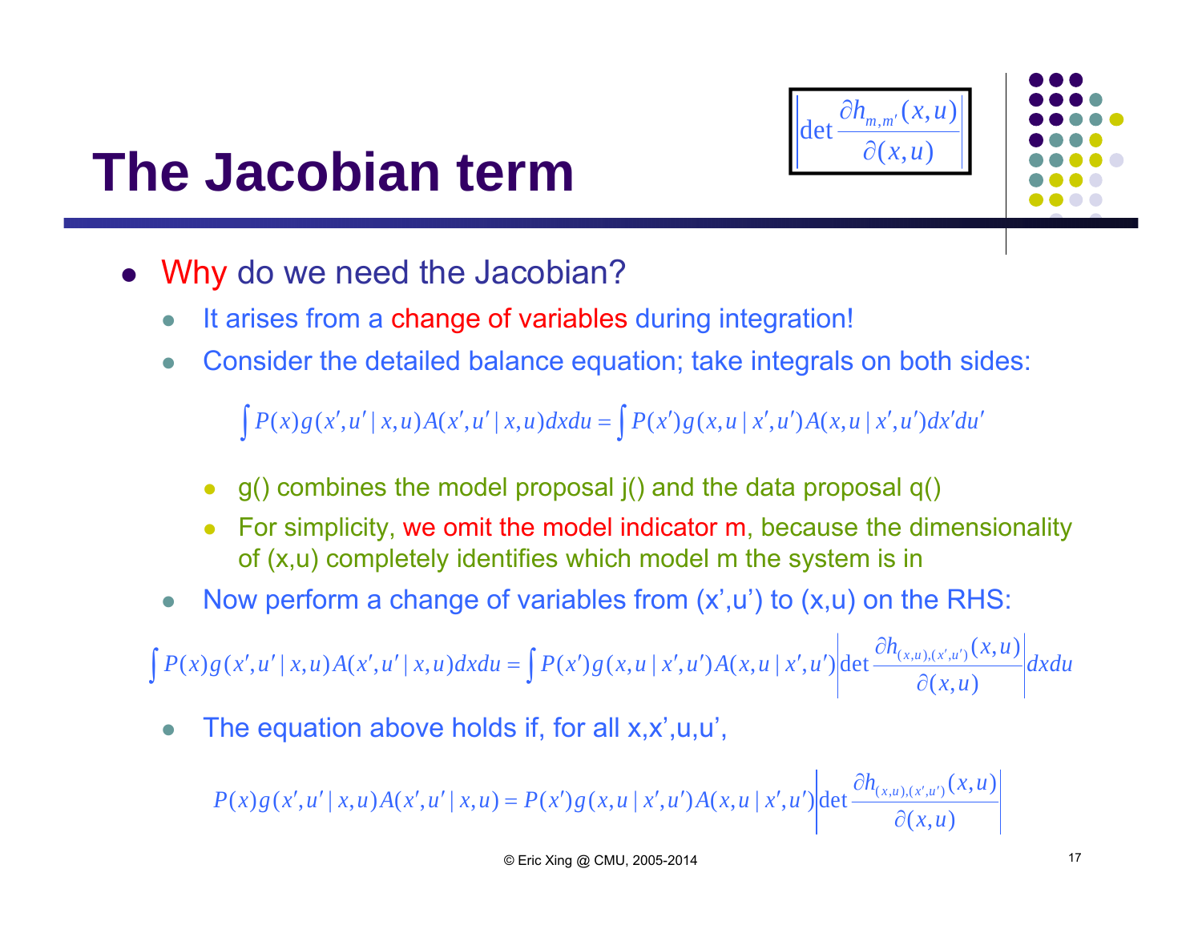# The Jacobian term

$$\left|\det \frac{\partial h_{m,m'}(x,u)}{\partial(x,u)}\right|$$

- Why do we need the Jacobian?
  - It arises from a change of variables during integration!
  - Consider the detailed balance equation; take integrals on both sides:

$$\int P(x) g(x',u' \mid x,u) A(x',u' \mid x,u) dx du = \int P(x') g(x,u \mid x',u') A(x,u \mid x',u') dx' du'$$

    - g() combines the model proposal j() and the data proposal q()
    - For simplicity, we omit the model indicator m, because the dimensionality of (x,u) completely identifies which model m the system is in
  - Now perform a change of variables from (x',u') to (x,u) on the RHS:

$$\int P(x) g(x',u' \mid x,u) A(x',u' \mid x,u) dx du = \int P(x') g(x,u \mid x',u') A(x,u \mid x',u') \left|\det \frac{\partial h_{(x,u),(x',u')}(x,u)}{\partial(x,u)}\right| dx du$$

  - The equation above holds if, for all x,x',u,u',

$$P(x) g(x',u' \mid x,u) A(x',u' \mid x,u) = P(x') g(x,u \mid x',u') A(x,u \mid x',u') \left|\det \frac{\partial h_{(x,u),(x',u')}(x,u)}{\partial(x,u)}\right|$$

© Eric Xing @ CMU, 2005-2014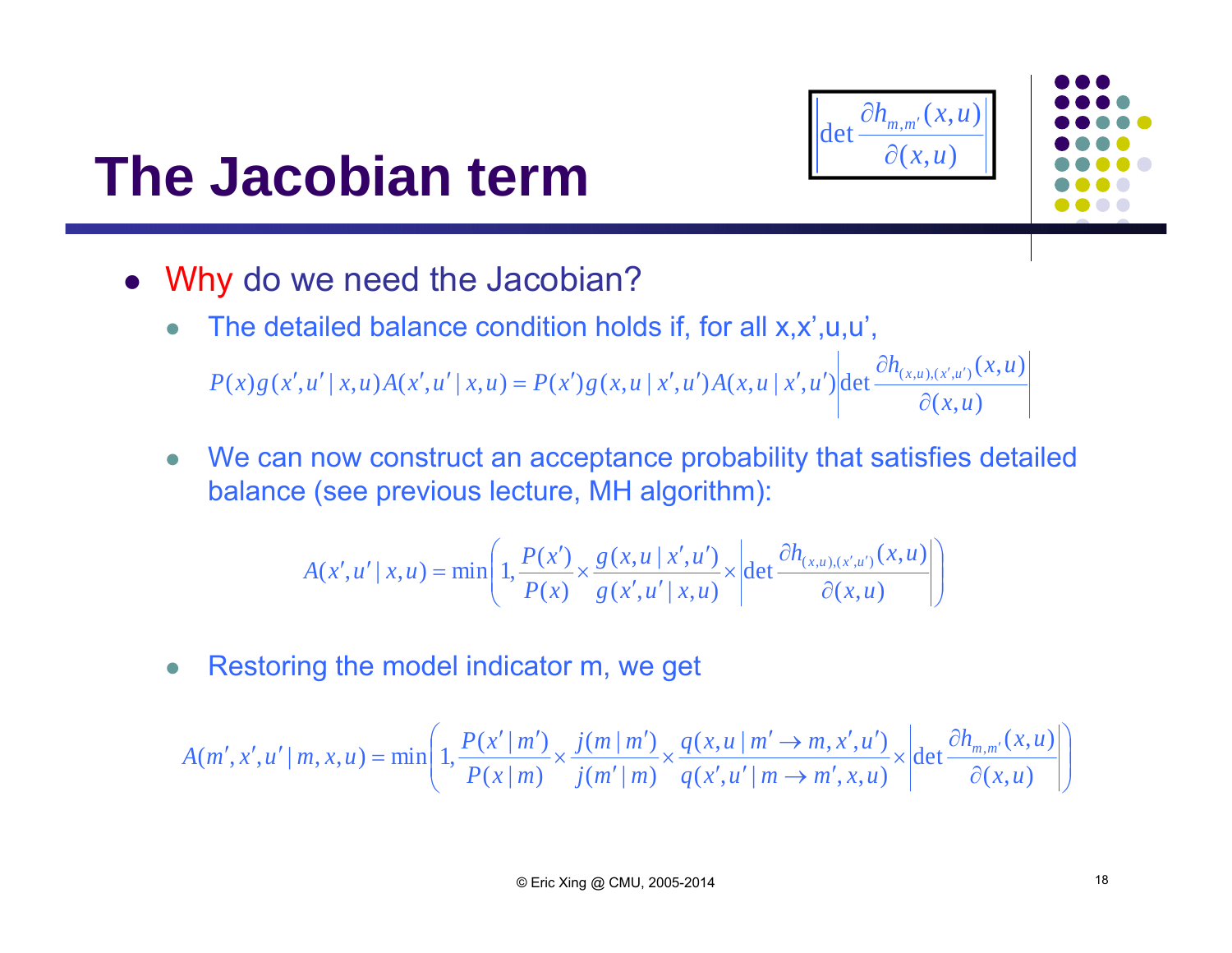# The Jacobian term

$$\left|\det \frac{\partial h_{m,m'}(x,u)}{\partial(x,u)}\right|$$

- Why do we need the Jacobian?
  - The detailed balance condition holds if, for all x,x',u,u',

$$P(x)g(x',u'\mid x,u)A(x',u'\mid x,u) = P(x')g(x,u\mid x',u')A(x,u\mid x',u')\left|\det \frac{\partial h_{(x,u),(x',u')}(x,u)}{\partial(x,u)}\right|$$

  - We can now construct an acceptance probability that satisfies detailed balance (see previous lecture, MH algorithm):

$$A(x',u'\mid x,u) = \min\left(1, \frac{P(x')}{P(x)} \times \frac{g(x,u\mid x',u')}{g(x',u'\mid x,u)} \times \left|\det \frac{\partial h_{(x,u),(x',u')}(x,u)}{\partial(x,u)}\right|\right)$$

  - Restoring the model indicator m, we get

$$A(m',x',u'\mid m,x,u) = \min\left(1, \frac{P(x'\mid m')}{P(x\mid m)} \times \frac{j(m\mid m')}{j(m'\mid m)} \times \frac{q(x,u\mid m' \to m, x',u')}{q(x',u'\mid m \to m', x,u)} \times \left|\det \frac{\partial h_{m,m'}(x,u)}{\partial(x,u)}\right|\right)$$

© Eric Xing @ CMU, 2005-2014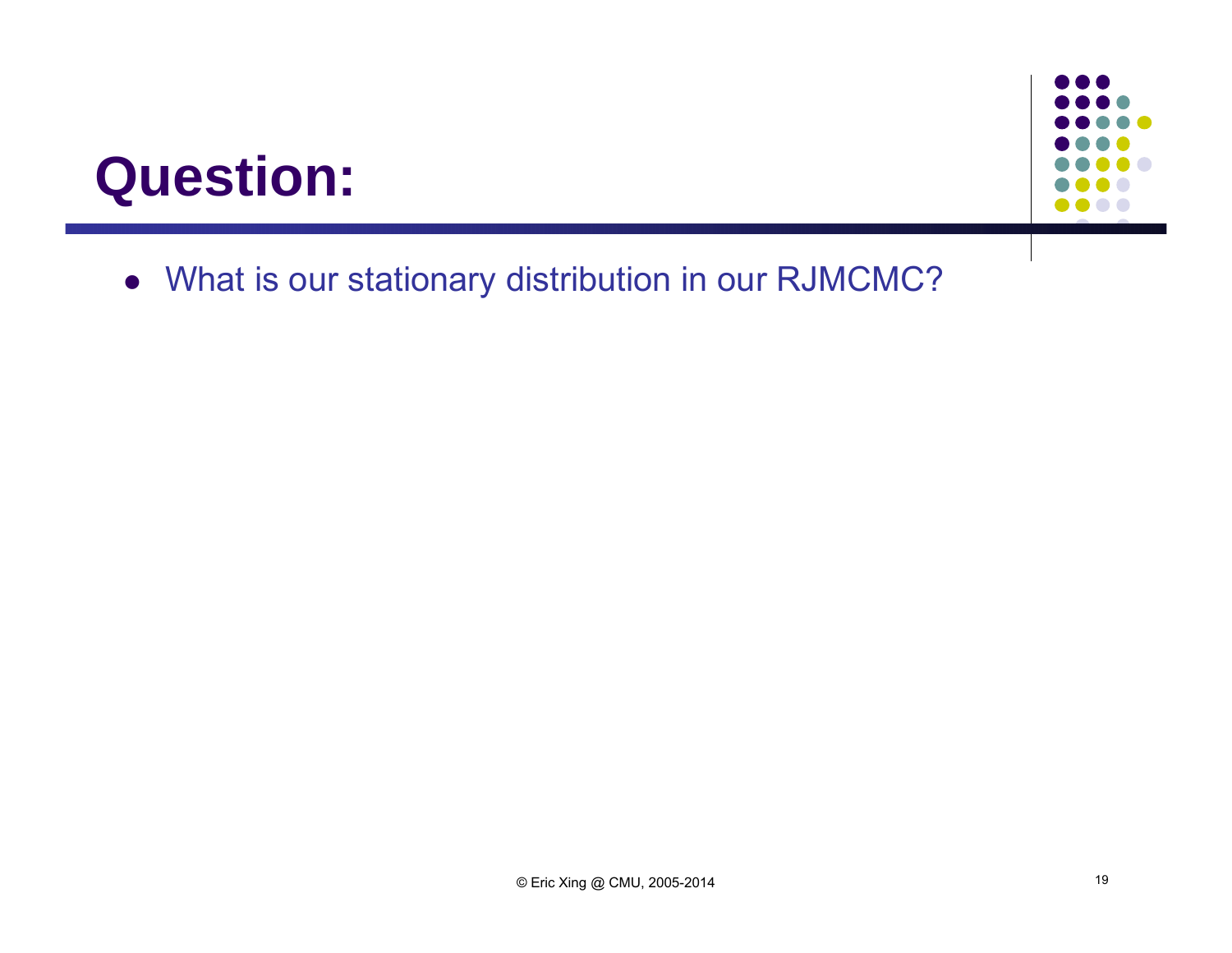# Question:

- What is our stationary distribution in our RJMCMC?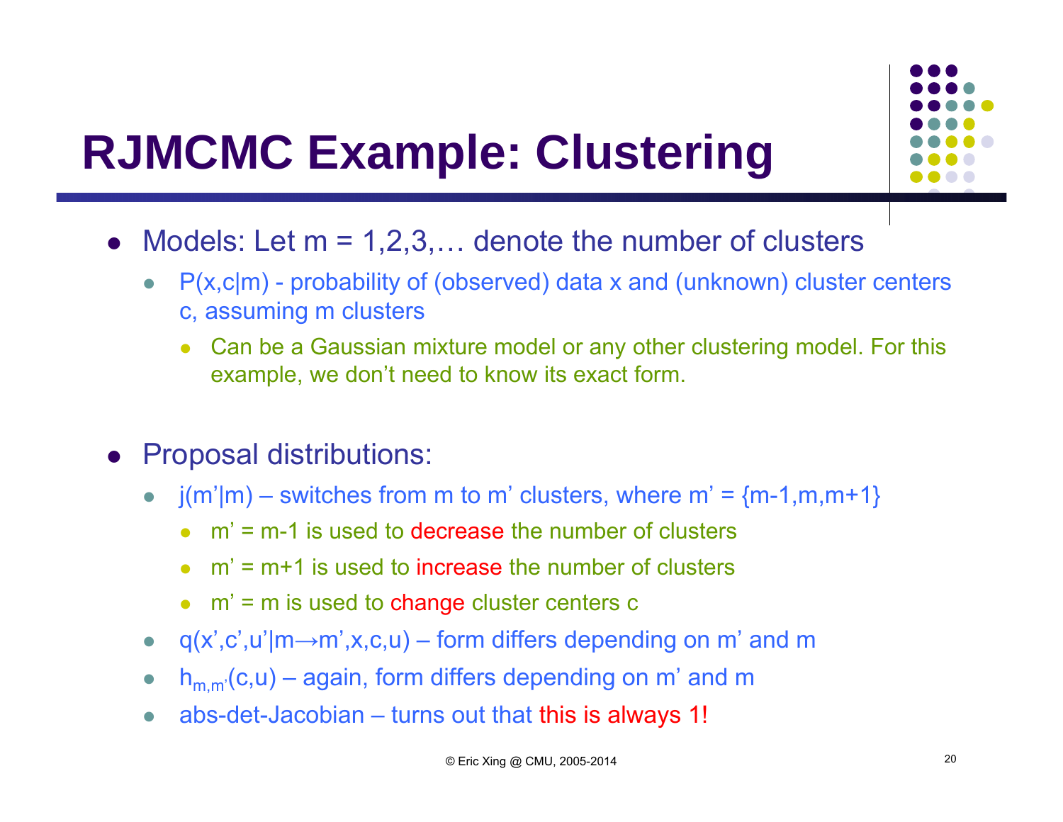# RJMCMC Example: Clustering

- Models: Let m = 1,2,3,… denote the number of clusters
  - P(x,c|m) - probability of (observed) data x and (unknown) cluster centers c, assuming m clusters
    - Can be a Gaussian mixture model or any other clustering model. For this example, we don't need to know its exact form.

- Proposal distributions:
  - j(m'|m) – switches from m to m' clusters, where m' = {m-1,m,m+1}
    - m' = m-1 is used to decrease the number of clusters
    - m' = m+1 is used to increase the number of clusters
    - m' = m is used to change cluster centers c
  - q(x',c',u'|m→m',x,c,u) – form differs depending on m' and m
  - $h_{m,m'}(c,u)$ – again, form differs depending on m' and m
  - abs-det-Jacobian – turns out that this is always 1!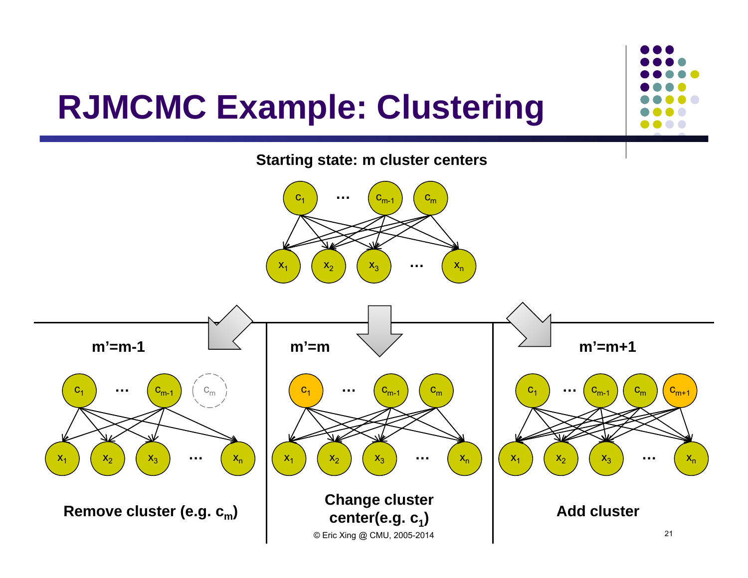# RJMCMC Example: Clustering

**Starting state: m cluster centers**

$c_1$ … $c_{m-1}$ $c_m$

$x_1$ $x_2$ $x_3$ … $x_n$

**m'=m-1**

$c_1$ … $c_{m-1}$ $c_m$

$x_1$ $x_2$ $x_3$ … $x_n$

**Remove cluster (e.g. $c_m$)**

**m'=m**

$c_1$ … $c_{m-1}$ $c_m$

$x_1$ $x_2$ $x_3$ … $x_n$

**Change cluster center(e.g. $c_1$)**

**m'=m+1**

$c_1$ … $c_{m-1}$ $c_m$ $c_{m+1}$

$x_1$ $x_2$ $x_3$ … $x_n$

**Add cluster**

© Eric Xing @ CMU, 2005-2014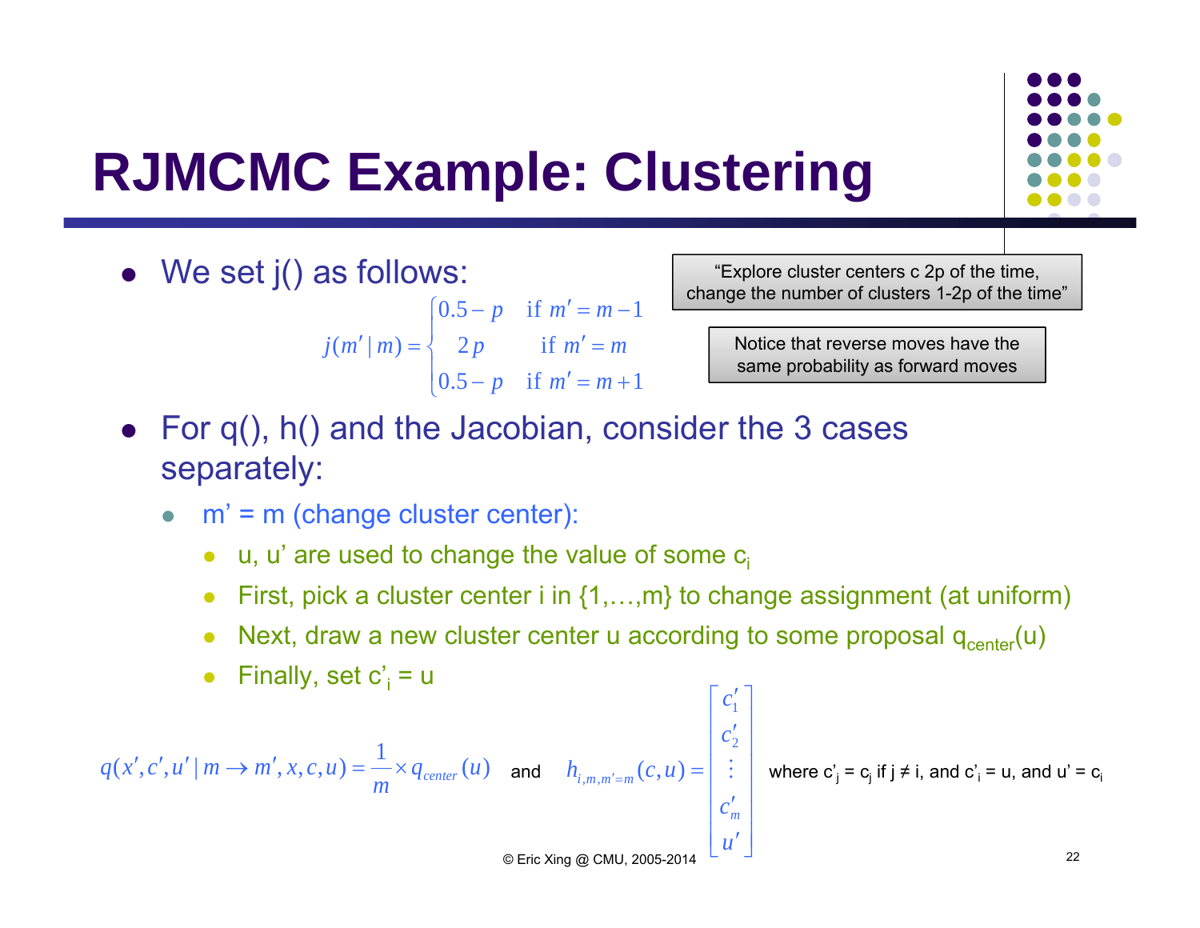# RJMCMC Example: Clustering

- We set j() as follows:

$$j(m' \mid m) = \begin{cases} 0.5 - p & \text{if } m' = m - 1 \\ 2p & \text{if } m' = m \\ 0.5 - p & \text{if } m' = m + 1 \end{cases}$$

"Explore cluster centers c 2p of the time, change the number of clusters 1-2p of the time"

Notice that reverse moves have the same probability as forward moves

- For q(), h() and the Jacobian, consider the 3 cases separately:
  - m' = m (change cluster center):
    - u, u' are used to change the value of some $c_i$
    - First, pick a cluster center i in {1,…,m} to change assignment (at uniform)
    - Next, draw a new cluster center u according to some proposal $q_{center}(u)$
    - Finally, set $c'_i = u$

$$q(x', c', u' \mid m \to m', x, c, u) = \frac{1}{m} \times q_{center}(u) \quad \text{and} \quad h_{i,m,m'=m}(c, u) = \begin{bmatrix} c'_1 \\ c'_2 \\ \vdots \\ c'_m \\ u' \end{bmatrix}$$

where $c'_j = c_j$ if $j \neq i$, and $c'_i = u$, and $u' = c_i$

© Eric Xing @ CMU, 2005-2014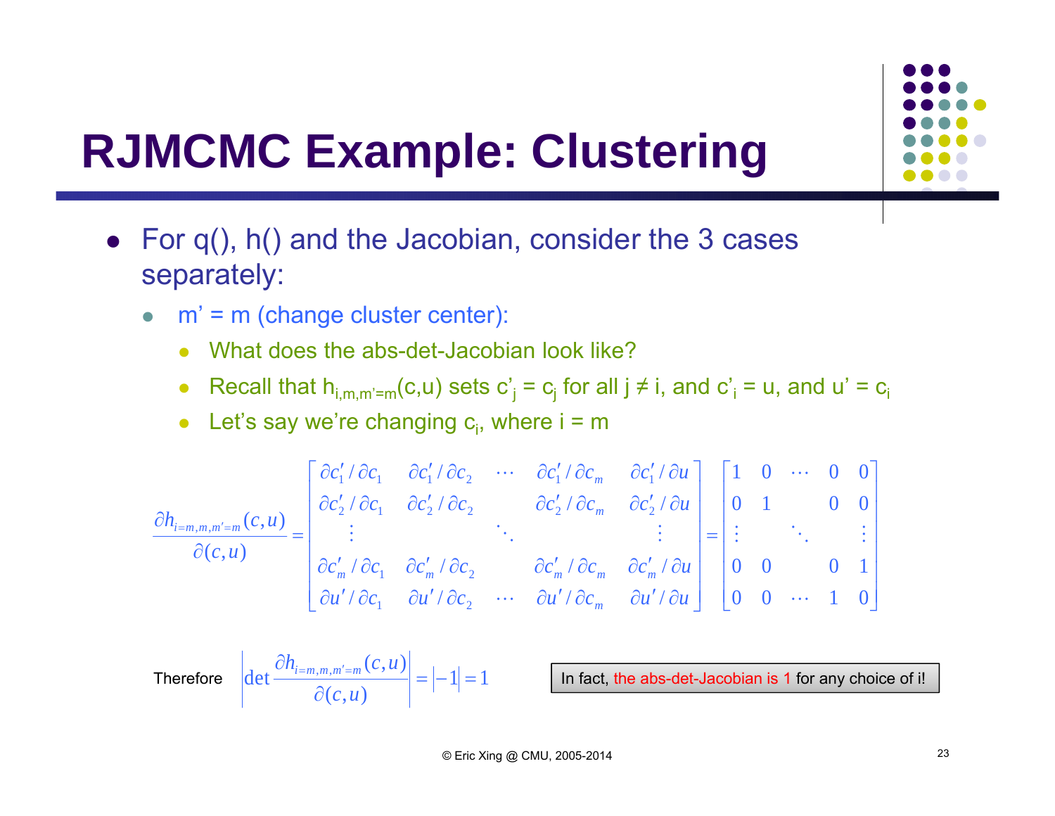# RJMCMC Example: Clustering

- For q(), h() and the Jacobian, consider the 3 cases separately:
  - m' = m (change cluster center):
    - What does the abs-det-Jacobian look like?
    - Recall that $h_{i,m,m'=m}(c,u)$ sets $c'_j = c_j$ for all $j \neq i$, and $c'_i = u$, and $u' = c_i$
    - Let's say we're changing $c_i$, where $i = m$

$$\frac{\partial h_{i=m,m,m'=m}(c,u)}{\partial(c,u)} = \begin{bmatrix} \partial c'_1/\partial c_1 & \partial c'_1/\partial c_2 & \cdots & \partial c'_1/\partial c_m & \partial c'_1/\partial u \\ \partial c'_2/\partial c_1 & \partial c'_2/\partial c_2 & & \partial c'_2/\partial c_m & \partial c'_2/\partial u \\ \vdots & & \ddots & & \vdots \\ \partial c'_m/\partial c_1 & \partial c'_m/\partial c_2 & & \partial c'_m/\partial c_m & \partial c'_m/\partial u \\ \partial u'/\partial c_1 & \partial u'/\partial c_2 & \cdots & \partial u'/\partial c_m & \partial u'/\partial u \end{bmatrix} = \begin{bmatrix} 1 & 0 & \cdots & 0 & 0 \\ 0 & 1 & & 0 & 0 \\ \vdots & & \ddots & & \vdots \\ 0 & 0 & & 0 & 1 \\ 0 & 0 & \cdots & 1 & 0 \end{bmatrix}$$

Therefore $$\left|\det \frac{\partial h_{i=m,m,m'=m}(c,u)}{\partial(c,u)}\right| = |-1| = 1$$

In fact, the abs-det-Jacobian is 1 for any choice of i!

© Eric Xing @ CMU, 2005-2014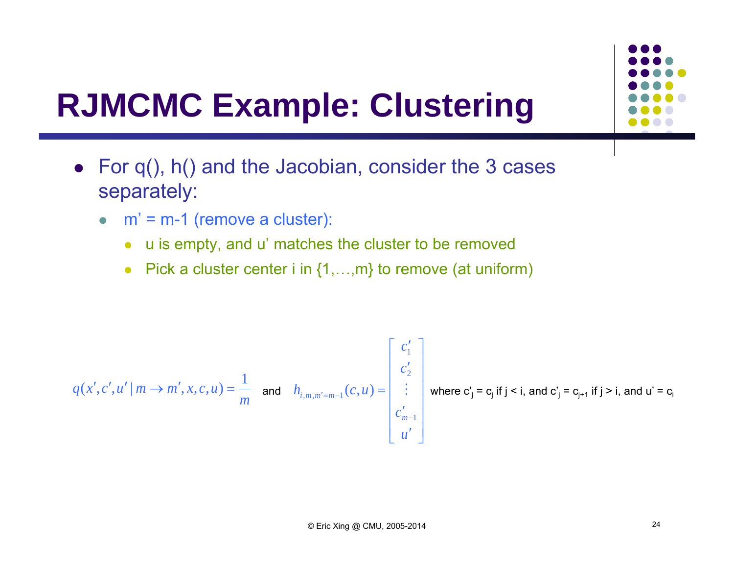# RJMCMC Example: Clustering

- For q(), h() and the Jacobian, consider the 3 cases separately:
  - m' = m-1 (remove a cluster):
    - u is empty, and u' matches the cluster to be removed
    - Pick a cluster center i in {1,…,m} to remove (at uniform)

$$q(x', c', u' \mid m \to m', x, c, u) = \frac{1}{m} \quad \text{and} \quad h_{i,m,m'=m-1}(c,u) = \begin{bmatrix} c'_1 \\ c'_2 \\ \vdots \\ c'_{m-1} \\ u' \end{bmatrix}$$

where $c'_j = c_j$ if $j < i$, and $c'_j = c_{j+1}$ if $j > i$, and $u' = c_i$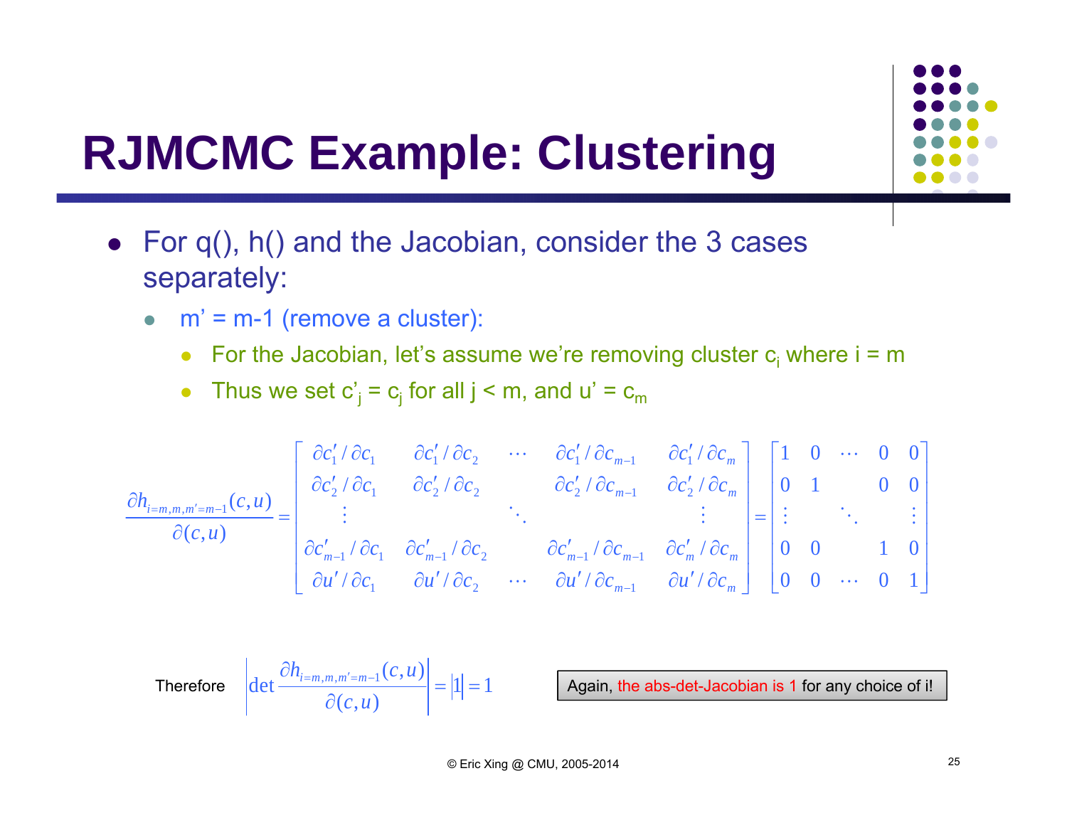# RJMCMC Example: Clustering

- For q(), h() and the Jacobian, consider the 3 cases separately:
  - m' = m-1 (remove a cluster):
    - For the Jacobian, let's assume we're removing cluster $c_i$ where i = m
    - Thus we set $c'_j = c_j$ for all j < m, and $u' = c_m$

$$
\frac{\partial h_{i=m,m,m'=m-1}(c,u)}{\partial(c,u)} = \begin{bmatrix} \partial c'_1/\partial c_1 & \partial c'_1/\partial c_2 & \cdots & \partial c'_1/\partial c_{m-1} & \partial c'_1/\partial c_m \\ \partial c'_2/\partial c_1 & \partial c'_2/\partial c_2 & & \partial c'_2/\partial c_{m-1} & \partial c'_2/\partial c_m \\ \vdots & & \ddots & & \vdots \\ \partial c'_{m-1}/\partial c_1 & \partial c'_{m-1}/\partial c_2 & & \partial c'_{m-1}/\partial c_{m-1} & \partial c'_m/\partial c_m \\ \partial u'/\partial c_1 & \partial u'/\partial c_2 & \cdots & \partial u'/\partial c_{m-1} & \partial u'/\partial c_m \end{bmatrix} = \begin{bmatrix} 1 & 0 & \cdots & 0 & 0 \\ 0 & 1 & & 0 & 0 \\ \vdots & & \ddots & & \vdots \\ 0 & 0 & & 1 & 0 \\ 0 & 0 & \cdots & 0 & 1 \end{bmatrix}
$$

Therefore

$$
\left| \det \frac{\partial h_{i=m,m,m'=m-1}(c,u)}{\partial(c,u)} \right| = |1| = 1
$$

Again, the abs-det-Jacobian is 1 for any choice of i!

© Eric Xing @ CMU, 2005-2014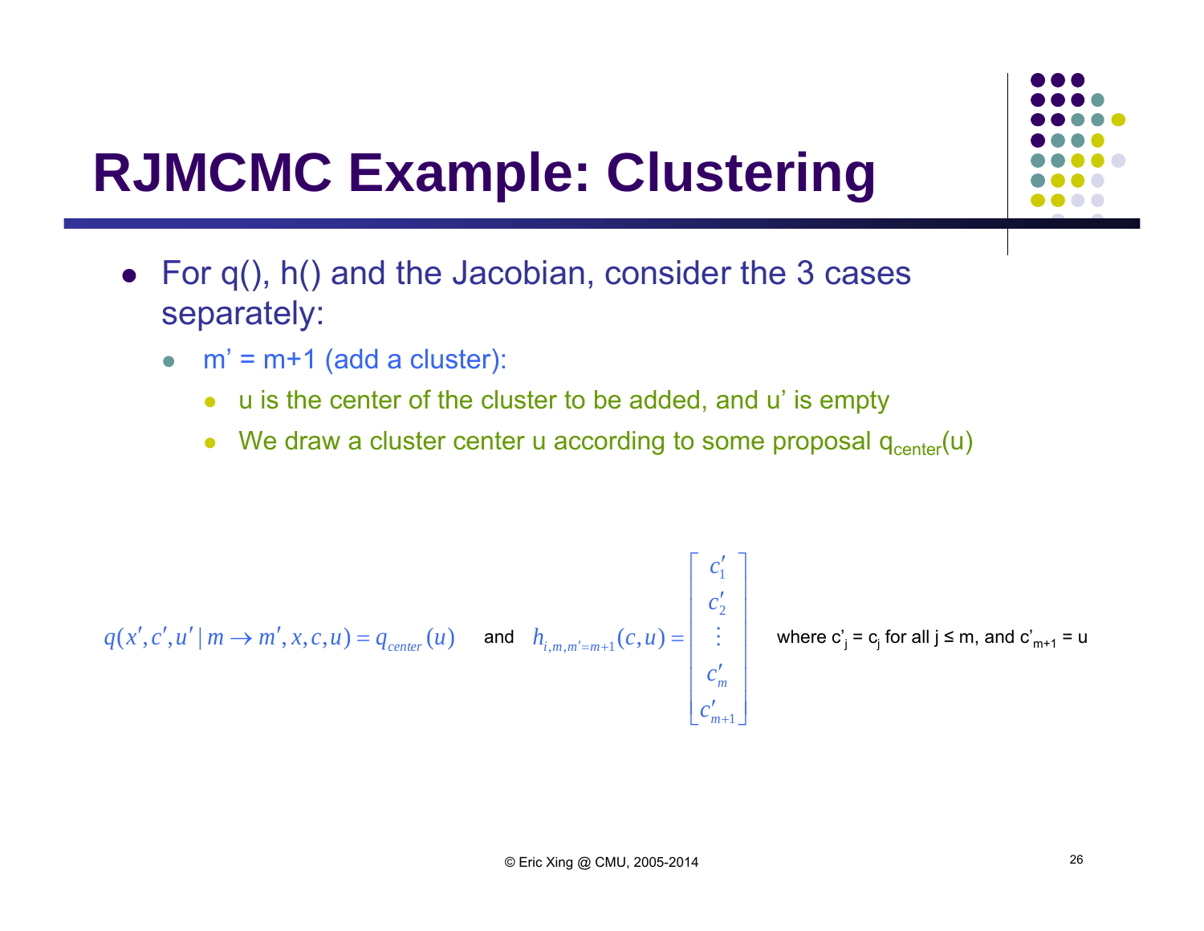# RJMCMC Example: Clustering

- For q(), h() and the Jacobian, consider the 3 cases separately:
  - $m' = m+1$ (add a cluster):
    - u is the center of the cluster to be added, and u' is empty
    - We draw a cluster center u according to some proposal $q_{center}(u)$

$$q(x', c', u' \mid m \to m', x, c, u) = q_{center}(u) \quad \text{and} \quad h_{i,m,m'=m+1}(c,u) = \begin{bmatrix} c'_1 \\ c'_2 \\ \vdots \\ c'_m \\ c'_{m+1} \end{bmatrix}$$

where $c'_j = c_j$ for all $j \le m$, and $c'_{m+1} = u$

© Eric Xing @ CMU, 2005-2014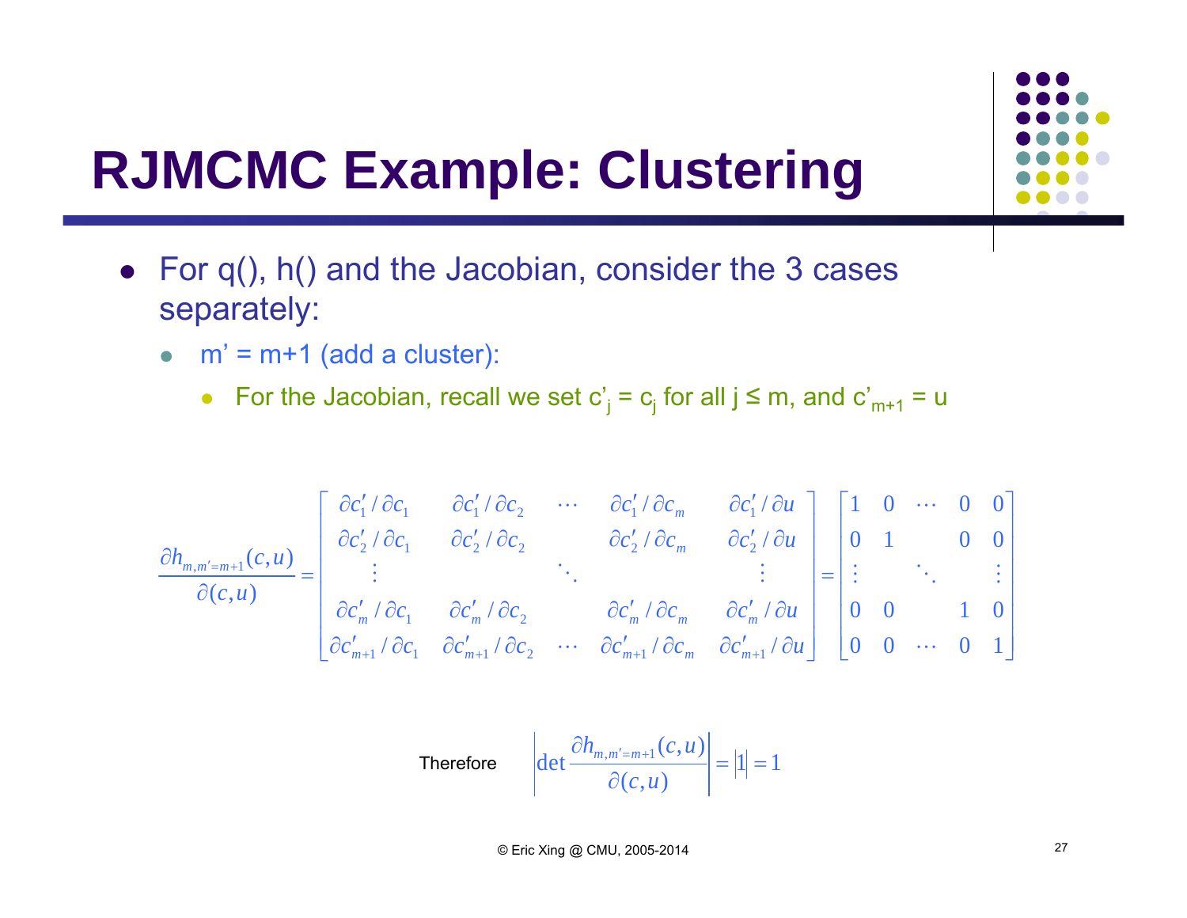# RJMCMC Example: Clustering

- For q(), h() and the Jacobian, consider the 3 cases separately:
  - m' = m+1 (add a cluster):
    - For the Jacobian, recall we set $c'_j = c_j$ for all $j \le m$, and $c'_{m+1} = u$

$$
\frac{\partial h_{m,m'=m+1}(c,u)}{\partial(c,u)} = \begin{bmatrix} \partial c'_1 / \partial c_1 & \partial c'_1 / \partial c_2 & \cdots & \partial c'_1 / \partial c_m & \partial c'_1 / \partial u \\ \partial c'_2 / \partial c_1 & \partial c'_2 / \partial c_2 & & \partial c'_2 / \partial c_m & \partial c'_2 / \partial u \\ \vdots & & \ddots & & \vdots \\ \partial c'_m / \partial c_1 & \partial c'_m / \partial c_2 & & \partial c'_m / \partial c_m & \partial c'_m / \partial u \\ \partial c'_{m+1} / \partial c_1 & \partial c'_{m+1} / \partial c_2 & \cdots & \partial c'_{m+1} / \partial c_m & \partial c'_{m+1} / \partial u \end{bmatrix} = \begin{bmatrix} 1 & 0 & \cdots & 0 & 0 \\ 0 & 1 & & 0 & 0 \\ \vdots & & \ddots & & \vdots \\ 0 & 0 & & 1 & 0 \\ 0 & 0 & \cdots & 0 & 1 \end{bmatrix}
$$

Therefore $\left| \det \frac{\partial h_{m,m'=m+1}(c,u)}{\partial(c,u)} \right| = |1| = 1$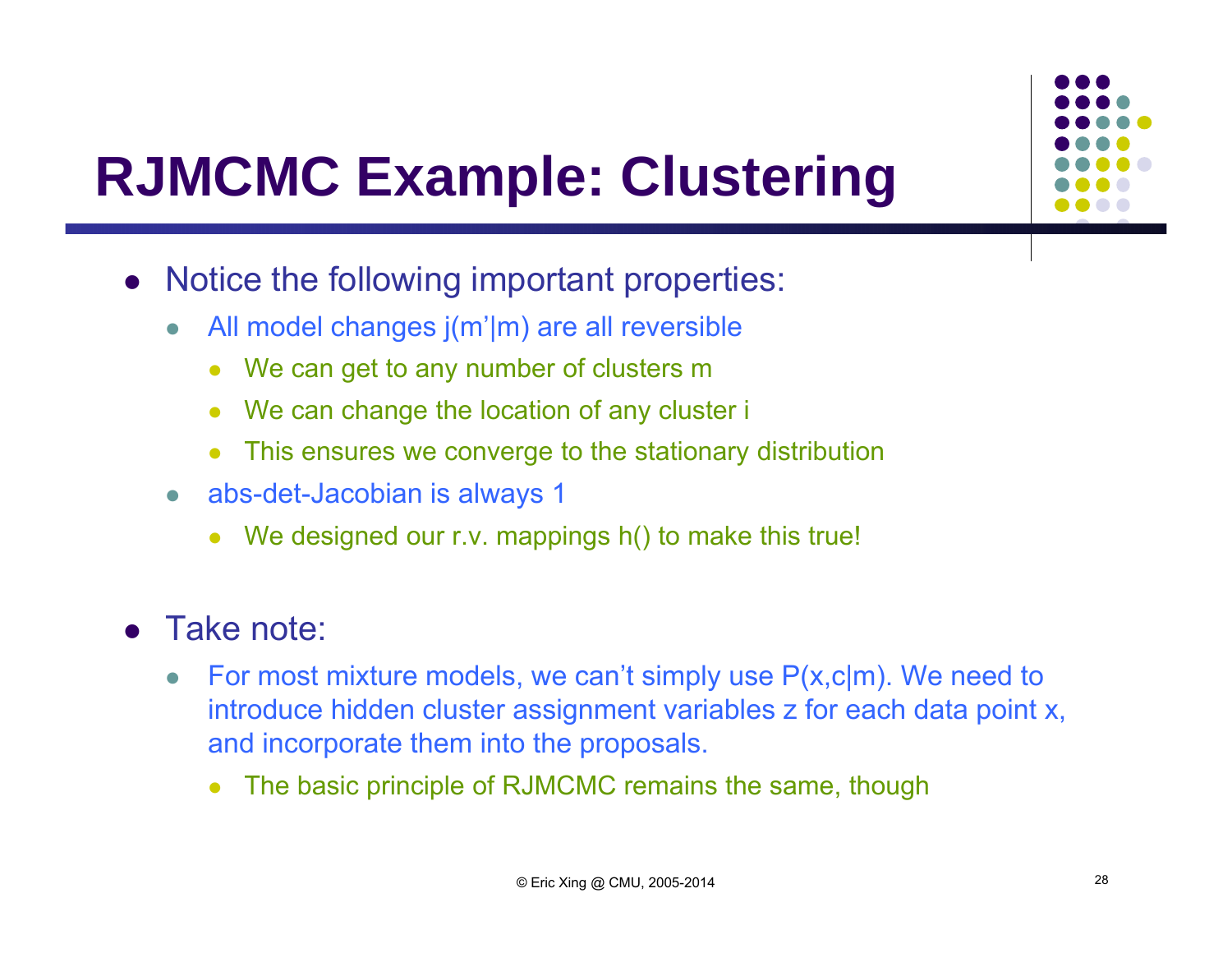# RJMCMC Example: Clustering

- Notice the following important properties:
  - All model changes $j(m'|m)$ are all reversible
    - We can get to any number of clusters $m$
    - We can change the location of any cluster $i$
    - This ensures we converge to the stationary distribution
  - abs-det-Jacobian is always 1
    - We designed our r.v. mappings $h()$ to make this true!

- Take note:
  - For most mixture models, we can't simply use $P(x,c|m)$. We need to introduce hidden cluster assignment variables $z$ for each data point $x$, and incorporate them into the proposals.
    - The basic principle of RJMCMC remains the same, though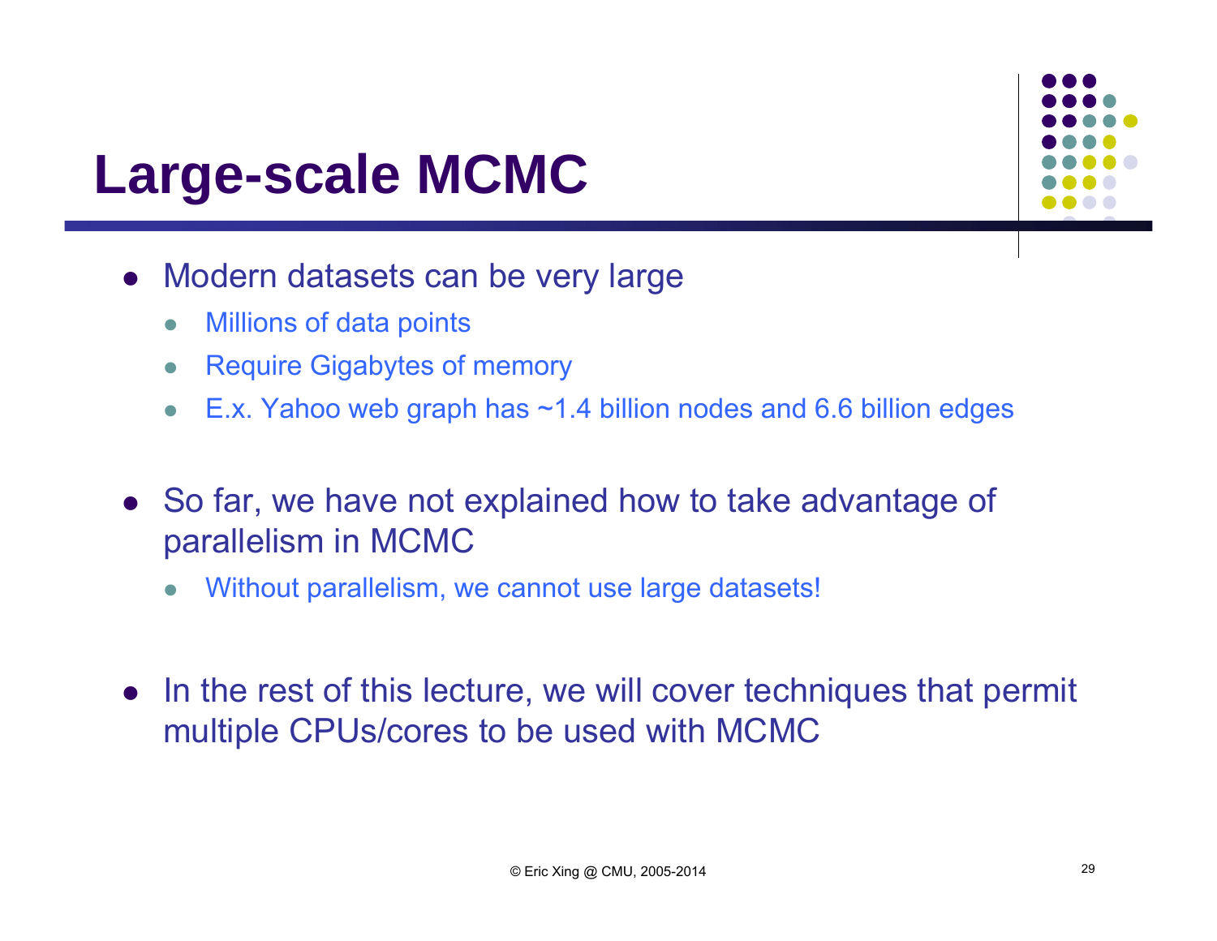# Large-scale MCMC

- Modern datasets can be very large
  - Millions of data points
  - Require Gigabytes of memory
  - E.x. Yahoo web graph has ~1.4 billion nodes and 6.6 billion edges
- So far, we have not explained how to take advantage of parallelism in MCMC
  - Without parallelism, we cannot use large datasets!
- In the rest of this lecture, we will cover techniques that permit multiple CPUs/cores to be used with MCMC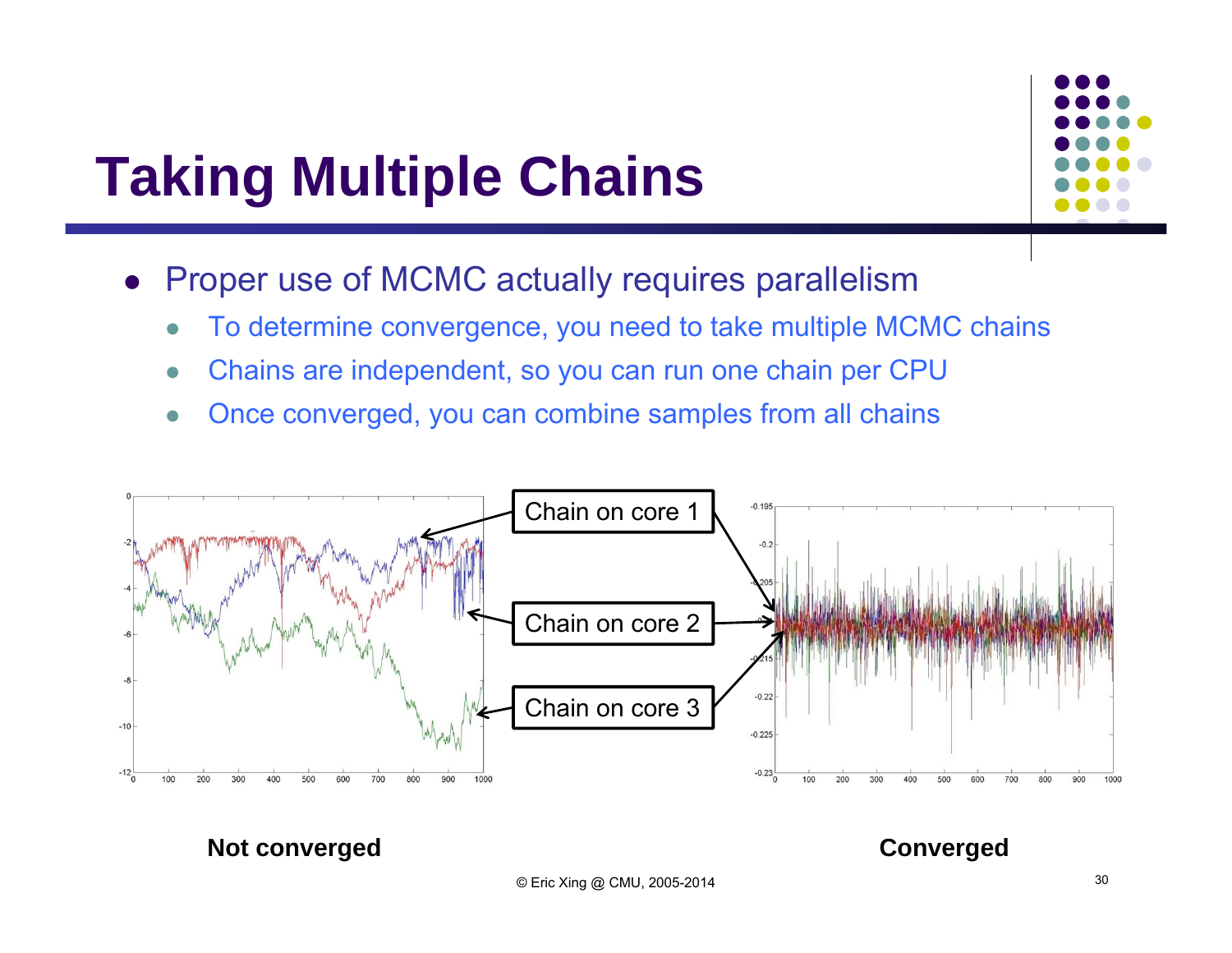# Taking Multiple Chains

- Proper use of MCMC actually requires parallelism
  - To determine convergence, you need to take multiple MCMC chains
  - Chains are independent, so you can run one chain per CPU
  - Once converged, you can combine samples from all chains

Chain on core 1

Chain on core 2

Chain on core 3

**Not converged** **Converged**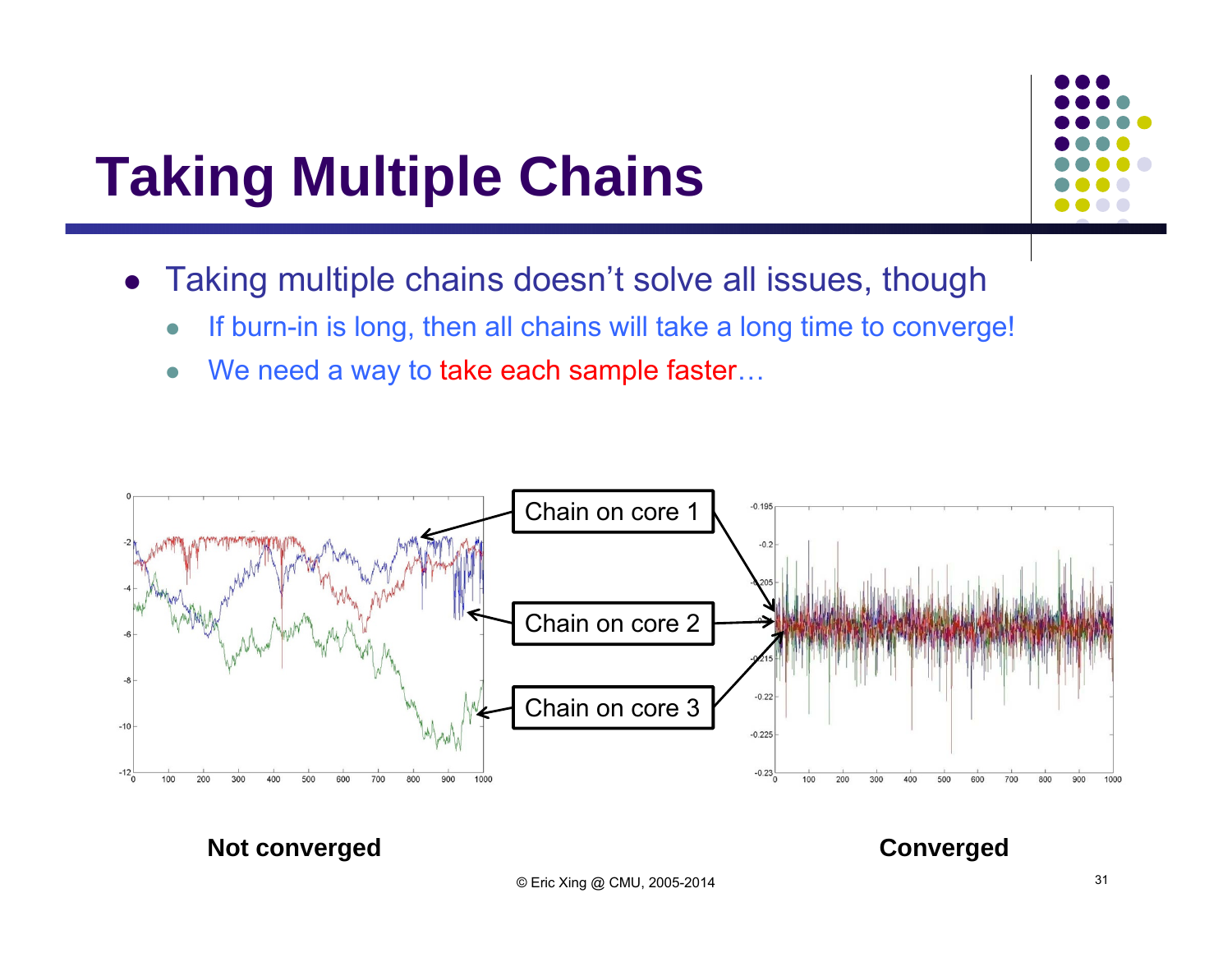# Taking Multiple Chains

- Taking multiple chains doesn't solve all issues, though
  - If burn-in is long, then all chains will take a long time to converge!
  - We need a way to take each sample faster…

Chain on core 1

Chain on core 2

Chain on core 3

**Not converged**

**Converged**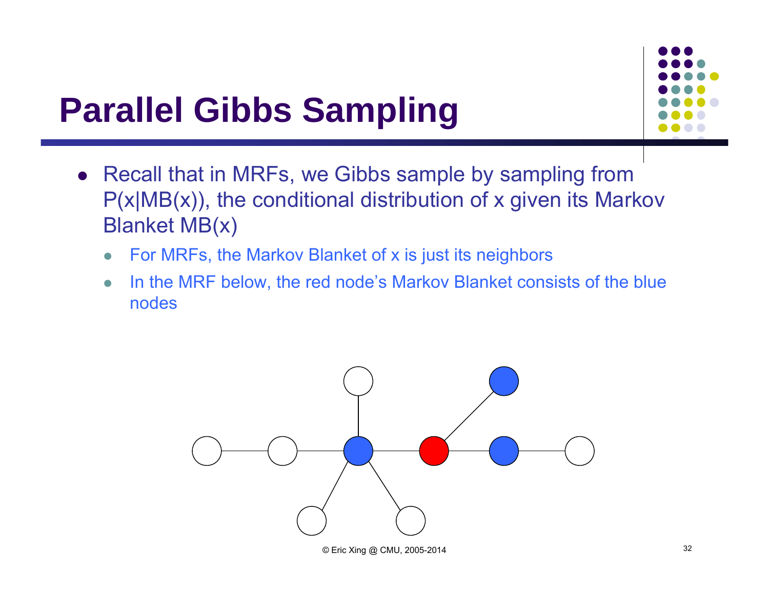# Parallel Gibbs Sampling

- Recall that in MRFs, we Gibbs sample by sampling from P(x|MB(x)), the conditional distribution of x given its Markov Blanket MB(x)
  - For MRFs, the Markov Blanket of x is just its neighbors
  - In the MRF below, the red node's Markov Blanket consists of the blue nodes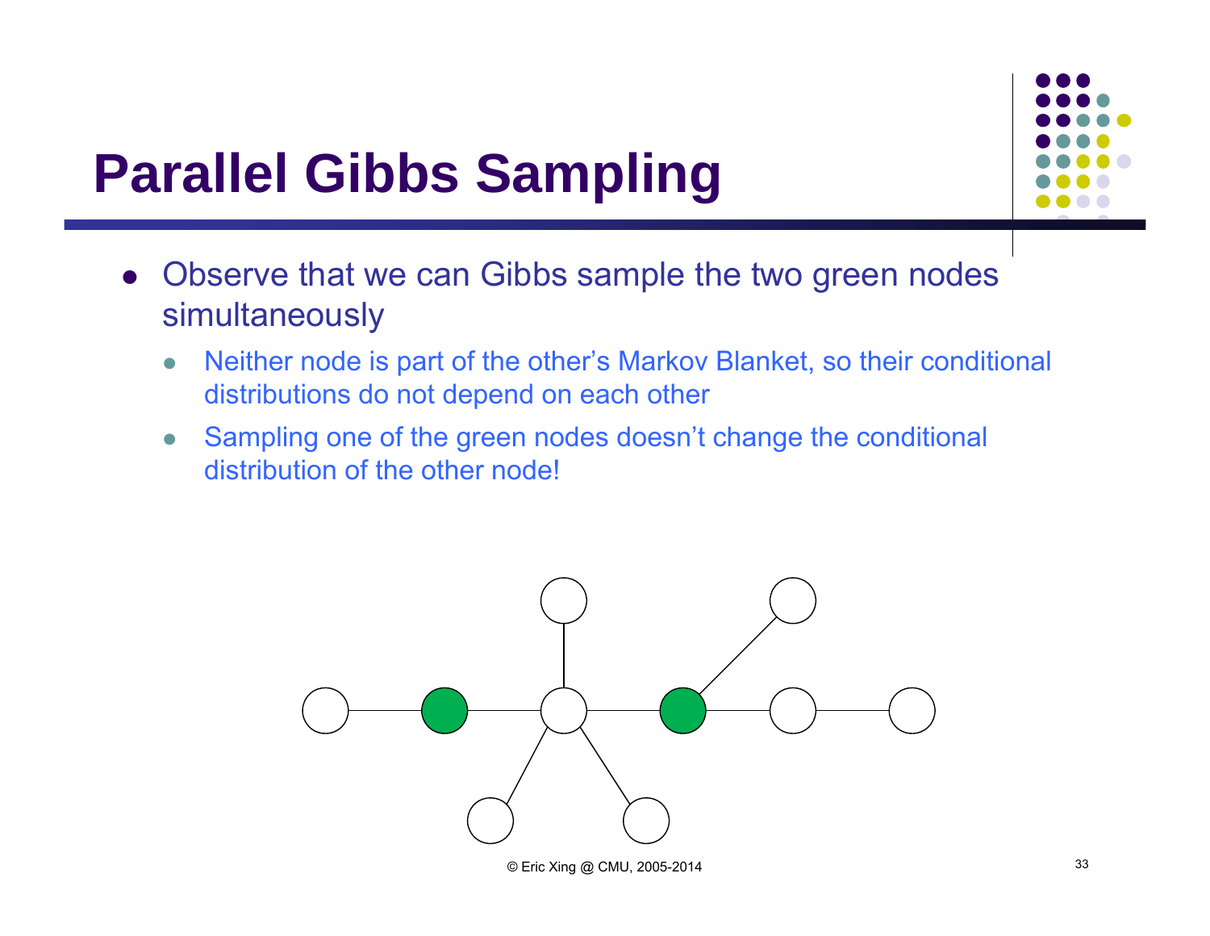# Parallel Gibbs Sampling

- Observe that we can Gibbs sample the two green nodes simultaneously
  - Neither node is part of the other's Markov Blanket, so their conditional distributions do not depend on each other
  - Sampling one of the green nodes doesn't change the conditional distribution of the other node!

© Eric Xing @ CMU, 2005-2014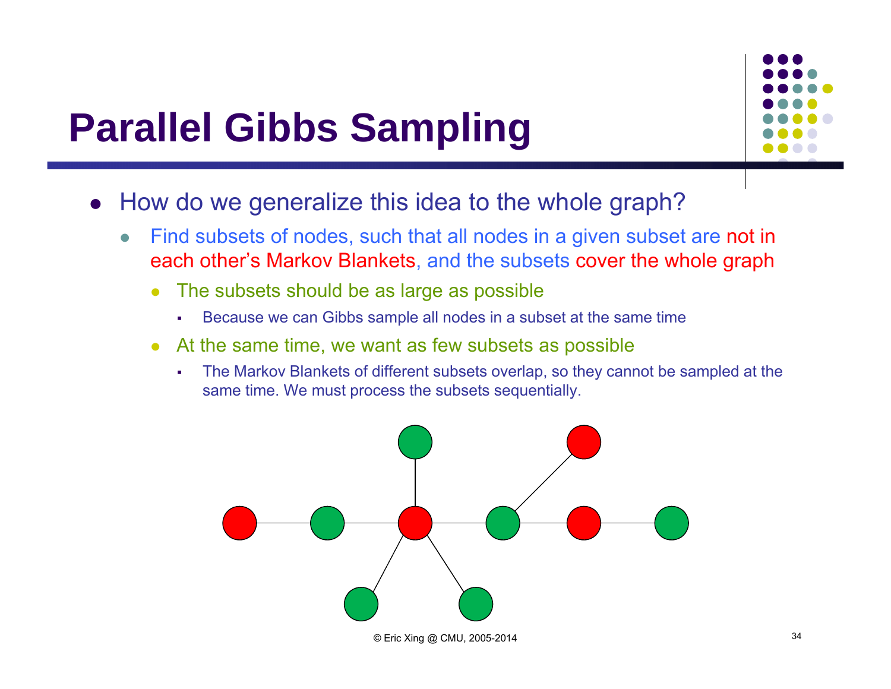# Parallel Gibbs Sampling

- How do we generalize this idea to the whole graph?
  - Find subsets of nodes, such that all nodes in a given subset are not in each other's Markov Blankets, and the subsets cover the whole graph
    - The subsets should be as large as possible
      - Because we can Gibbs sample all nodes in a subset at the same time
    - At the same time, we want as few subsets as possible
      - The Markov Blankets of different subsets overlap, so they cannot be sampled at the same time. We must process the subsets sequentially.

© Eric Xing @ CMU, 2005-2014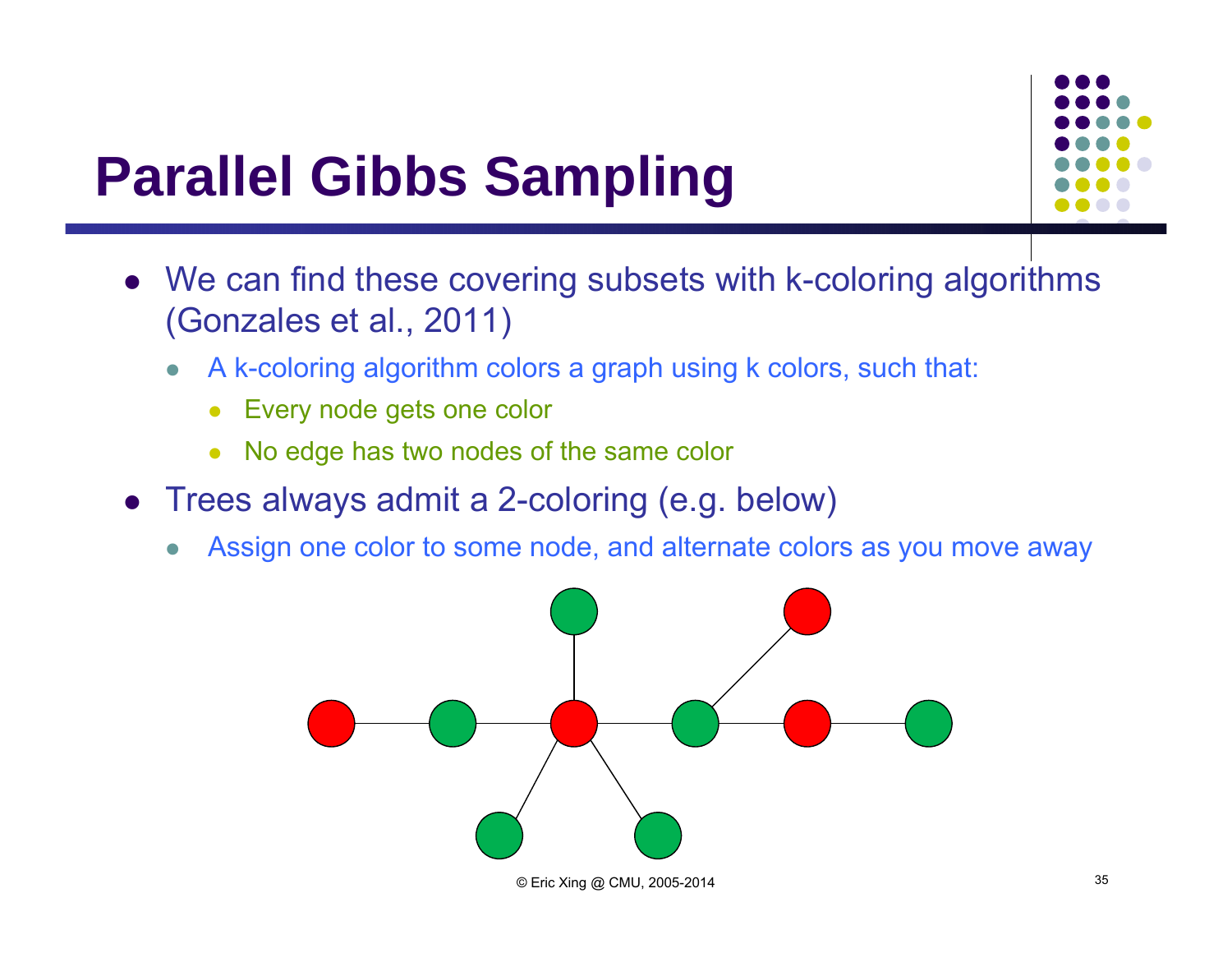# Parallel Gibbs Sampling

- We can find these covering subsets with k-coloring algorithms (Gonzales et al., 2011)
  - A k-coloring algorithm colors a graph using k colors, such that:
    - Every node gets one color
    - No edge has two nodes of the same color
- Trees always admit a 2-coloring (e.g. below)
  - Assign one color to some node, and alternate colors as you move away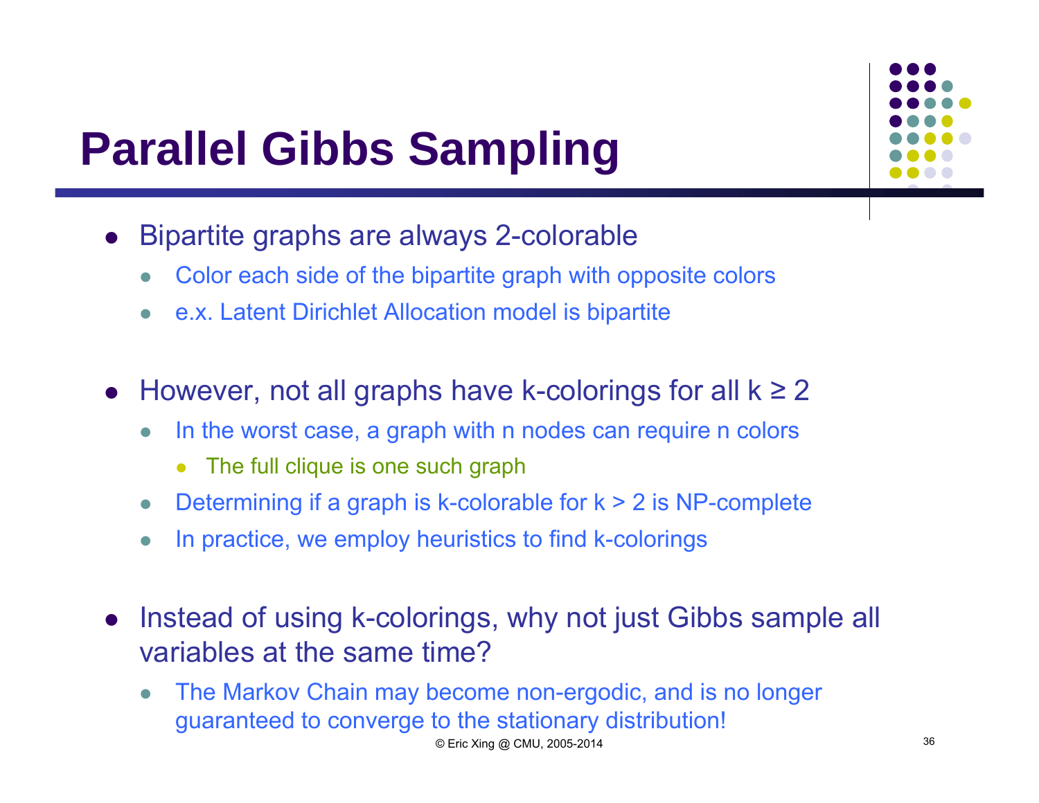# Parallel Gibbs Sampling

- Bipartite graphs are always 2-colorable
  - Color each side of the bipartite graph with opposite colors
  - e.x. Latent Dirichlet Allocation model is bipartite

- However, not all graphs have k-colorings for all $k \geq 2$
  - In the worst case, a graph with n nodes can require n colors
    - The full clique is one such graph
  - Determining if a graph is k-colorable for $k > 2$ is NP-complete
  - In practice, we employ heuristics to find k-colorings

- Instead of using k-colorings, why not just Gibbs sample all variables at the same time?
  - The Markov Chain may become non-ergodic, and is no longer guaranteed to converge to the stationary distribution!

© Eric Xing @ CMU, 2005-2014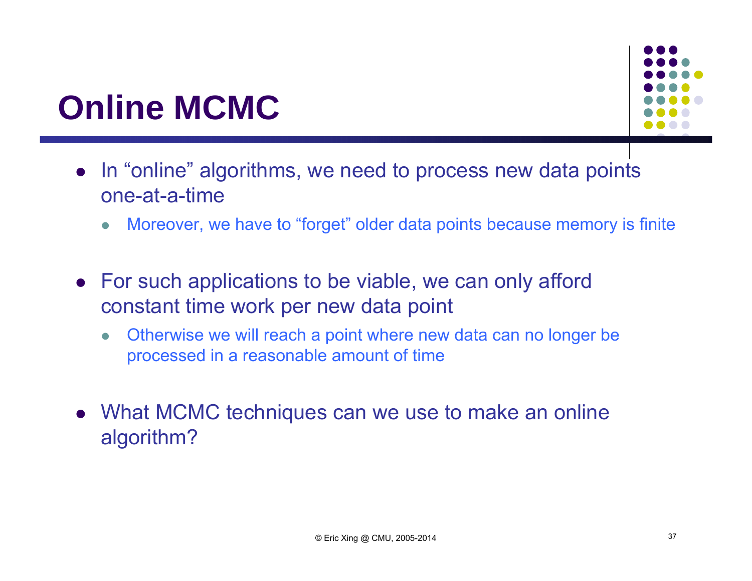# Online MCMC

- In "online" algorithms, we need to process new data points one-at-a-time
  - Moreover, we have to "forget" older data points because memory is finite

- For such applications to be viable, we can only afford constant time work per new data point
  - Otherwise we will reach a point where new data can no longer be processed in a reasonable amount of time

- What MCMC techniques can we use to make an online algorithm?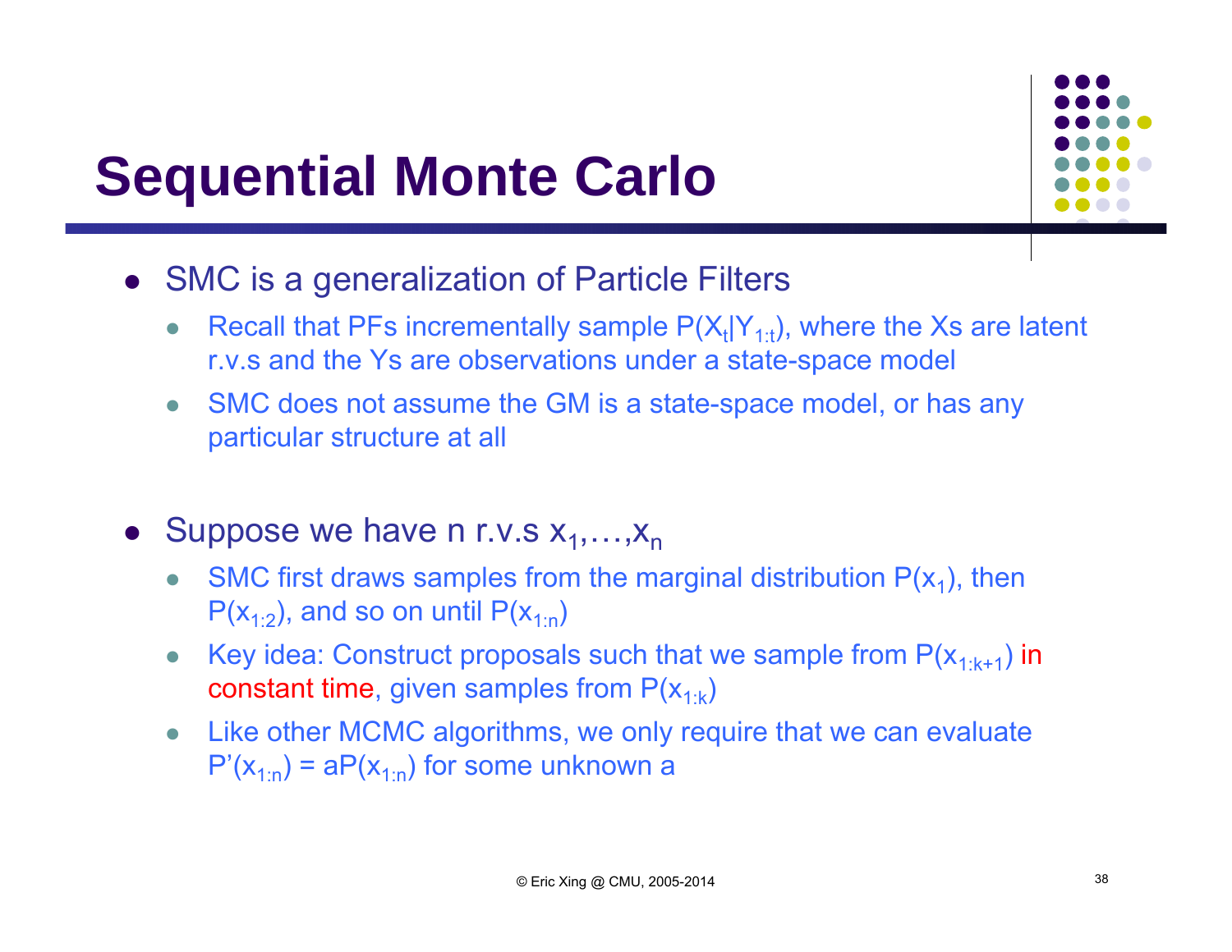# Sequential Monte Carlo

- SMC is a generalization of Particle Filters
  - Recall that PFs incrementally sample $P(X_t|Y_{1:t})$, where the Xs are latent r.v.s and the Ys are observations under a state-space model
  - SMC does not assume the GM is a state-space model, or has any particular structure at all

- Suppose we have n r.v.s $x_1,\ldots,x_n$
  - SMC first draws samples from the marginal distribution $P(x_1)$, then $P(x_{1:2})$, and so on until $P(x_{1:n})$
  - Key idea: Construct proposals such that we sample from $P(x_{1:k+1})$ in constant time, given samples from $P(x_{1:k})$
  - Like other MCMC algorithms, we only require that we can evaluate $P'(x_{1:n}) = aP(x_{1:n})$ for some unknown a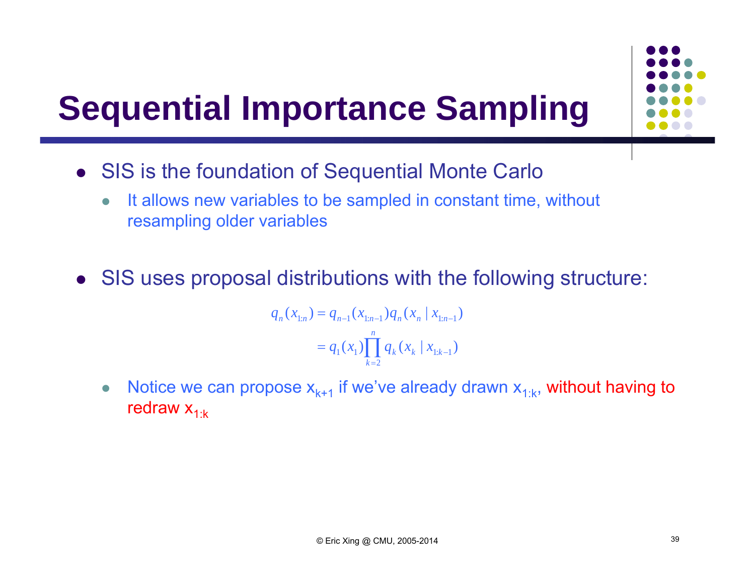# Sequential Importance Sampling

- SIS is the foundation of Sequential Monte Carlo
  - It allows new variables to be sampled in constant time, without resampling older variables

- SIS uses proposal distributions with the following structure:

$$
\begin{aligned}
q_n(x_{1:n}) &= q_{n-1}(x_{1:n-1})q_n(x_n \mid x_{1:n-1}) \\
&= q_1(x_1)\prod_{k=2}^{n} q_k(x_k \mid x_{1:k-1})
\end{aligned}
$$

  - Notice we can propose $x_{k+1}$ if we've already drawn $x_{1:k}$, without having to redraw $x_{1:k}$

© Eric Xing @ CMU, 2005-2014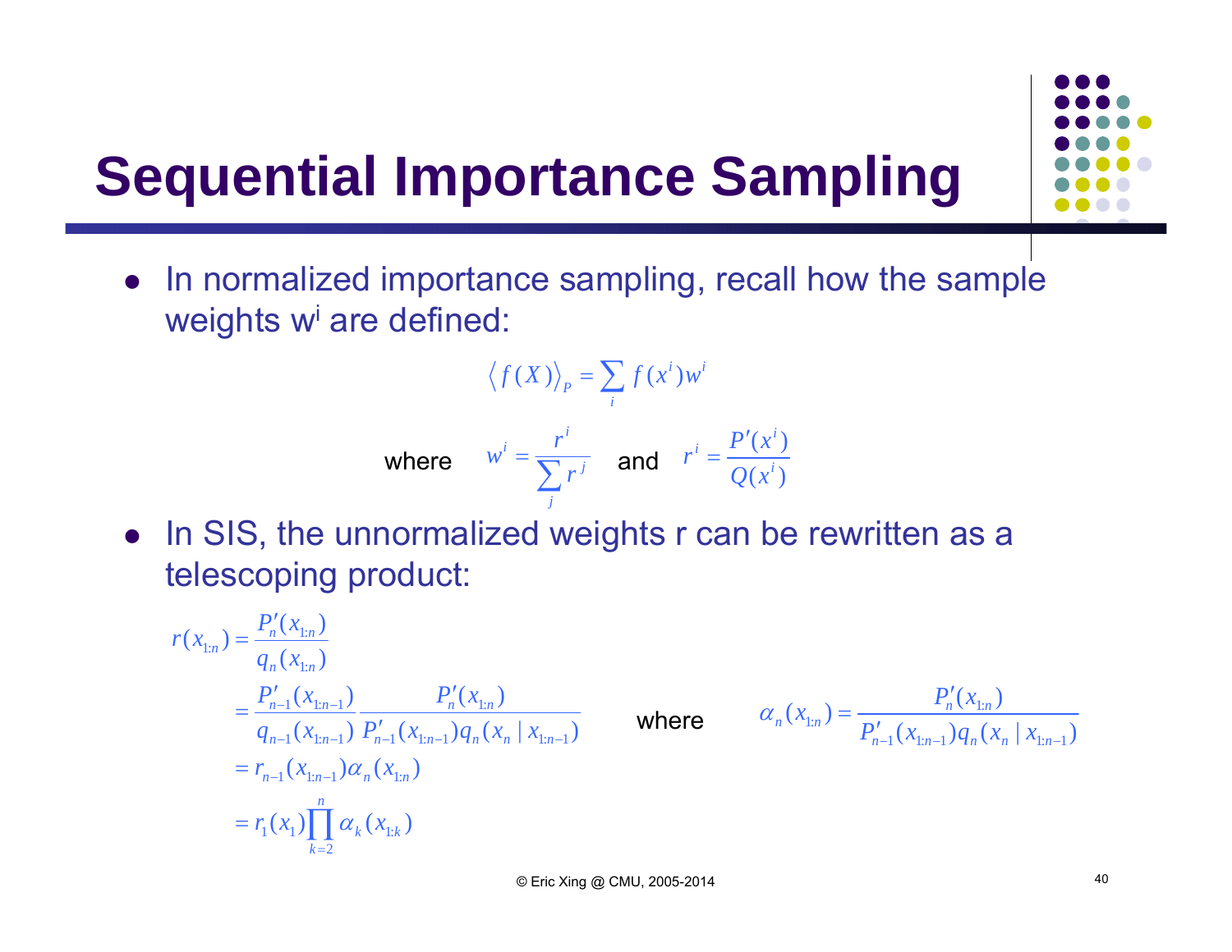# Sequential Importance Sampling

- In normalized importance sampling, recall how the sample weights $w^i$ are defined:

$$\langle f(X) \rangle_P = \sum_i f(x^i) w^i$$

where $w^i = \frac{r^i}{\sum_j r^j}$ and $r^i = \frac{P'(x^i)}{Q(x^i)}$

- In SIS, the unnormalized weights r can be rewritten as a telescoping product:

$$\begin{aligned}
r(x_{1:n}) &= \frac{P'_n(x_{1:n})}{q_n(x_{1:n})} \\
&= \frac{P'_{n-1}(x_{1:n-1})}{q_{n-1}(x_{1:n-1})} \frac{P'_n(x_{1:n})}{P'_{n-1}(x_{1:n-1}) q_n(x_n \mid x_{1:n-1})} \\
&= r_{n-1}(x_{1:n-1}) \alpha_n(x_{1:n}) \\
&= r_1(x_1) \prod_{k=2}^{n} \alpha_k(x_{1:k})
\end{aligned}$$

where

$$\alpha_n(x_{1:n}) = \frac{P'_n(x_{1:n})}{P'_{n-1}(x_{1:n-1}) q_n(x_n \mid x_{1:n-1})}$$

© Eric Xing @ CMU, 2005-2014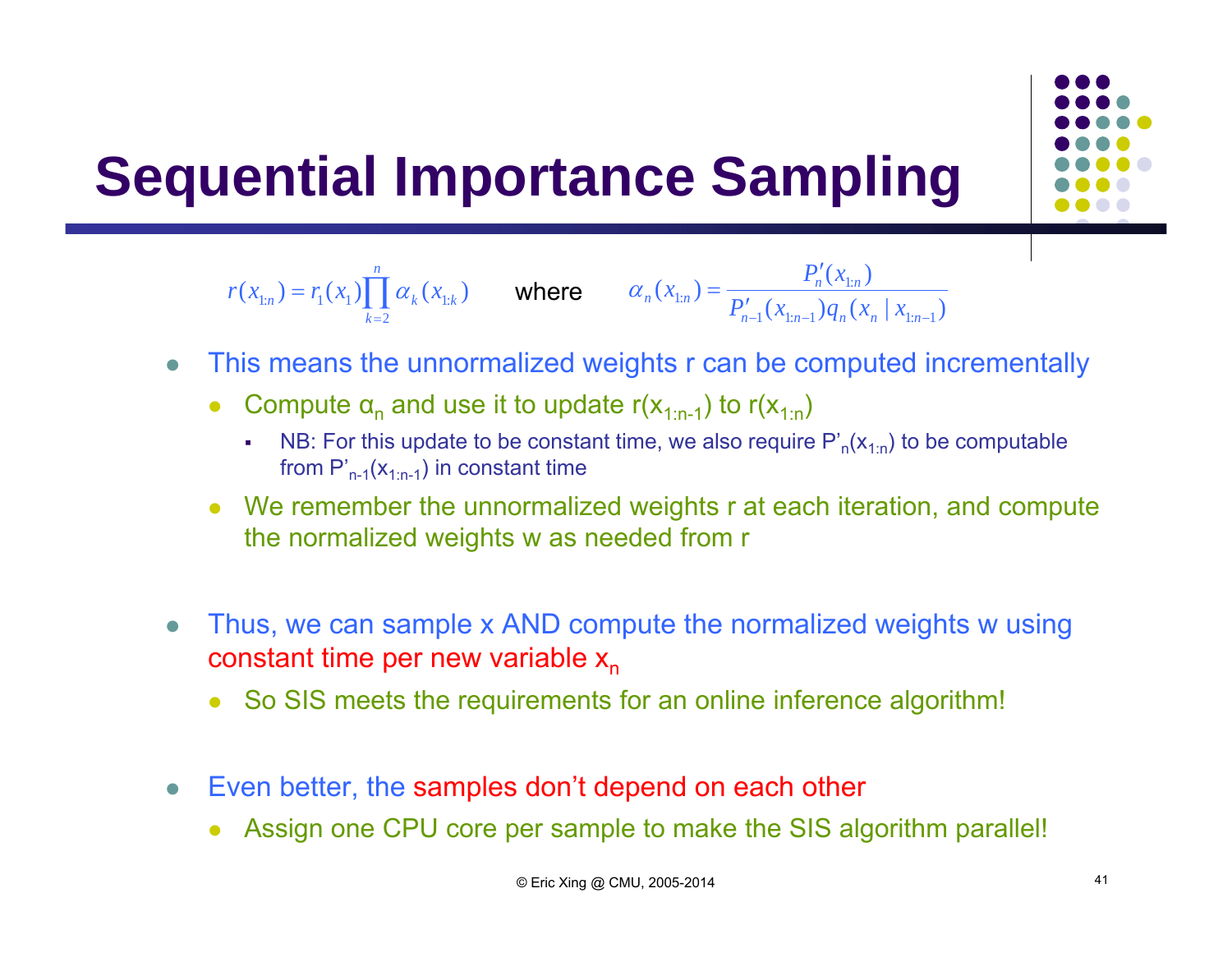# Sequential Importance Sampling

$$r(x_{1:n}) = r_1(x_1)\prod_{k=2}^{n}\alpha_k(x_{1:k}) \qquad \text{where} \qquad \alpha_n(x_{1:n}) = \frac{P'_n(x_{1:n})}{P'_{n-1}(x_{1:n-1})q_n(x_n \mid x_{1:n-1})}$$

- This means the unnormalized weights r can be computed incrementally
  - Compute $\alpha_n$ and use it to update $r(x_{1:n-1})$ to $r(x_{1:n})$
    - NB: For this update to be constant time, we also require $P'_n(x_{1:n})$ to be computable from $P'_{n-1}(x_{1:n-1})$ in constant time
  - We remember the unnormalized weights r at each iteration, and compute the normalized weights w as needed from r

- Thus, we can sample x AND compute the normalized weights w using constant time per new variable $x_n$
  - So SIS meets the requirements for an online inference algorithm!

- Even better, the samples don't depend on each other
  - Assign one CPU core per sample to make the SIS algorithm parallel!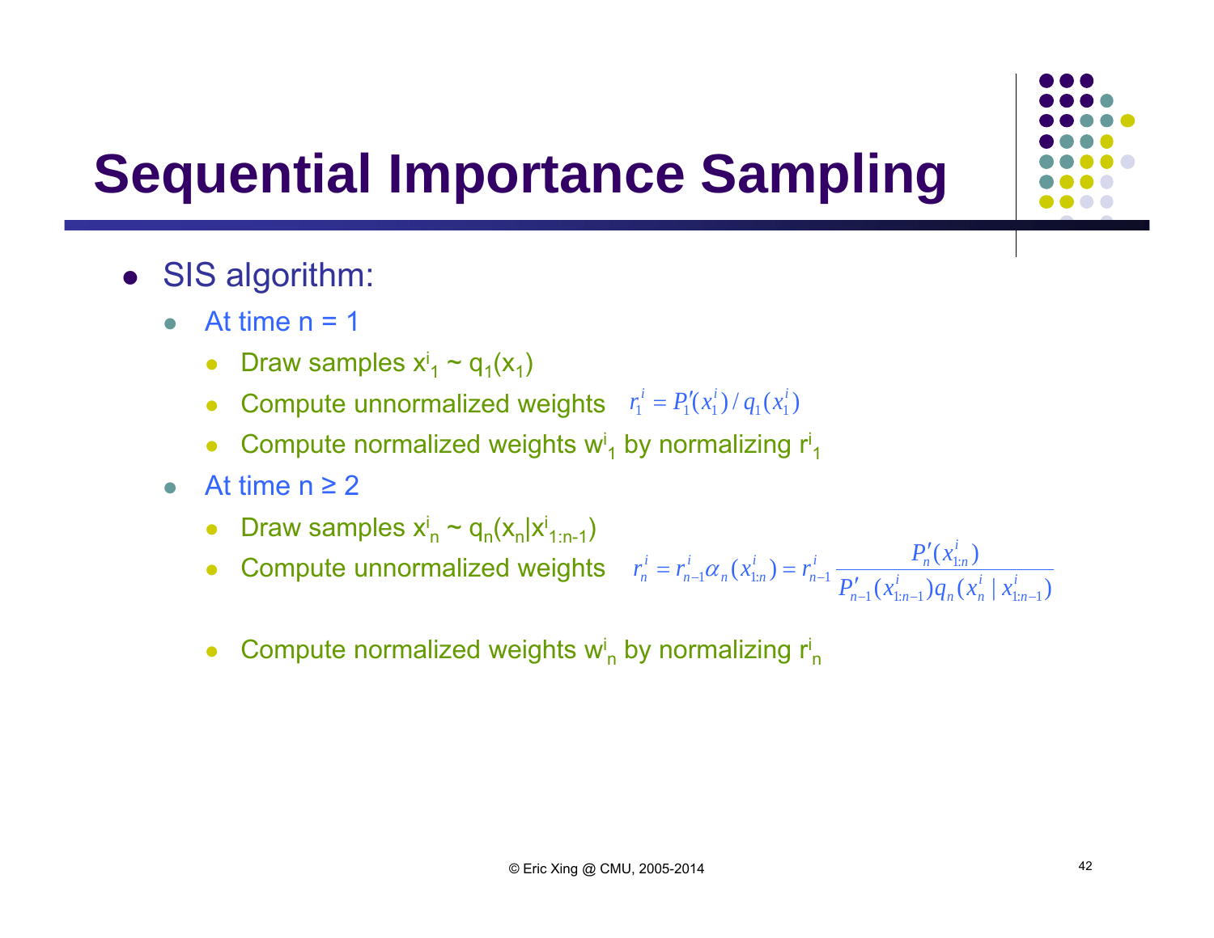# Sequential Importance Sampling

- SIS algorithm:
  - At time $n = 1$
    - Draw samples $x^i_1 \sim q_1(x_1)$
    - Compute unnormalized weights $r_1^i = P_1'(x_1^i) / q_1(x_1^i)$
    - Compute normalized weights $w^i_1$ by normalizing $r^i_1$
  - At time $n \geq 2$
    - Draw samples $x^i_n \sim q_n(x_n | x^i_{1:n-1})$
    - Compute unnormalized weights $r_n^i = r_{n-1}^i \alpha_n(x_{1:n}^i) = r_{n-1}^i \dfrac{P_n'(x_{1:n}^i)}{P_{n-1}'(x_{1:n-1}^i) q_n(x_n^i \mid x_{1:n-1}^i)}$
    - Compute normalized weights $w^i_n$ by normalizing $r^i_n$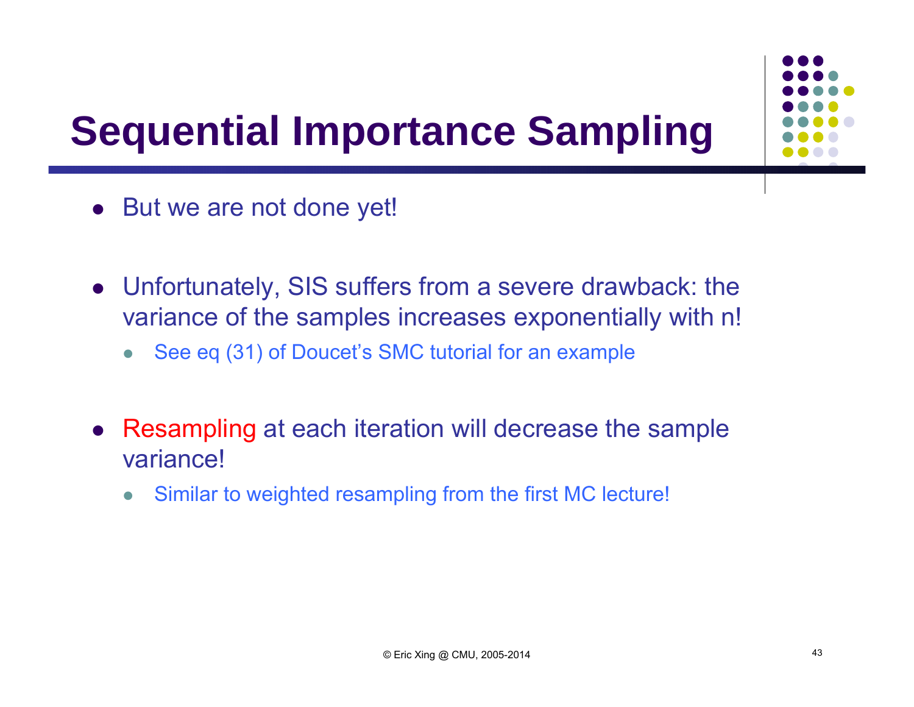# Sequential Importance Sampling

- But we are not done yet!

- Unfortunately, SIS suffers from a severe drawback: the variance of the samples increases exponentially with n!
  - See eq (31) of Doucet's SMC tutorial for an example

- Resampling at each iteration will decrease the sample variance!
  - Similar to weighted resampling from the first MC lecture!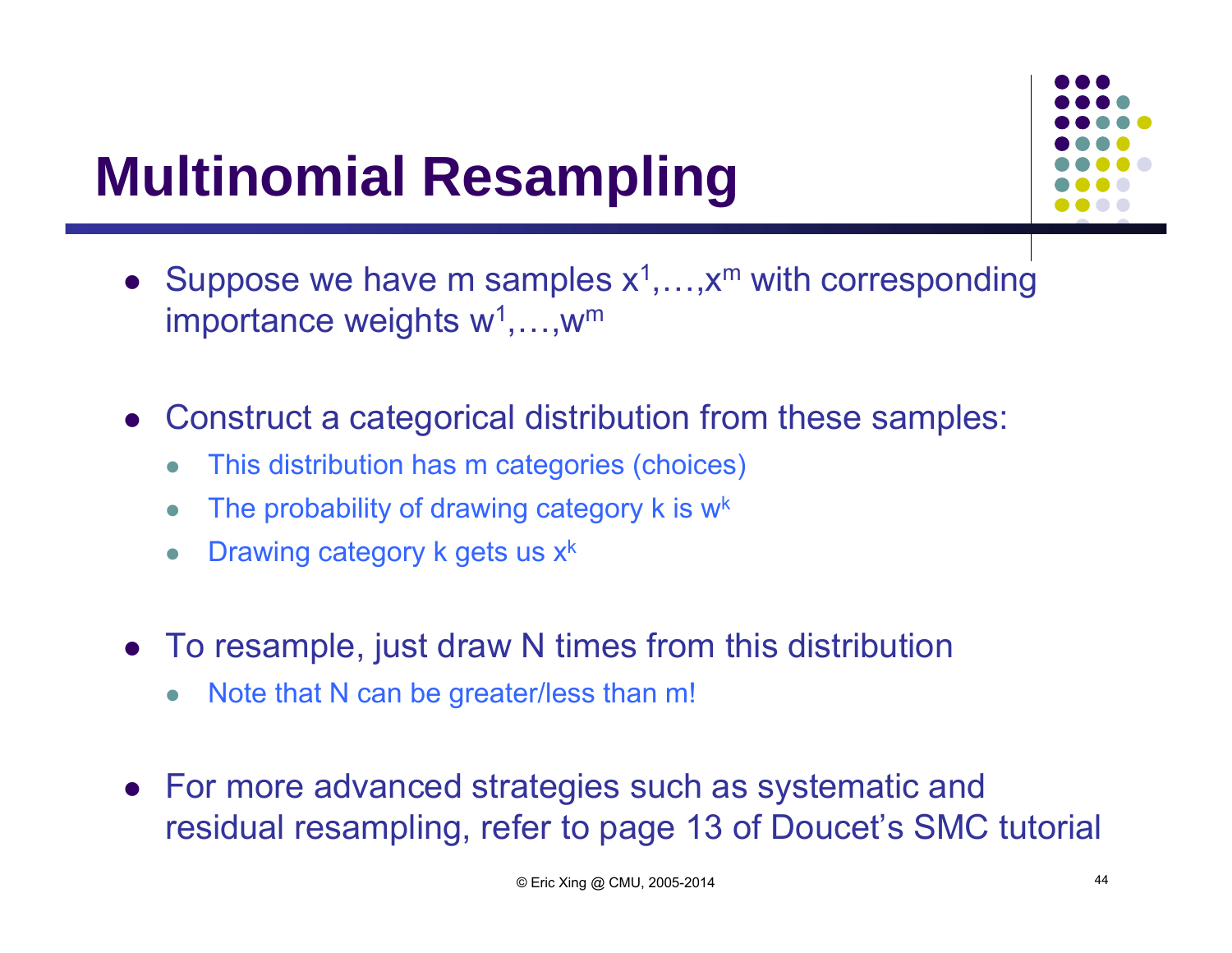# Multinomial Resampling

- Suppose we have m samples $x^1,\dots,x^m$ with corresponding importance weights $w^1,\dots,w^m$

- Construct a categorical distribution from these samples:
  - This distribution has m categories (choices)
  - The probability of drawing category k is $w^k$
  - Drawing category k gets us $x^k$

- To resample, just draw N times from this distribution
  - Note that N can be greater/less than m!

- For more advanced strategies such as systematic and residual resampling, refer to page 13 of Doucet's SMC tutorial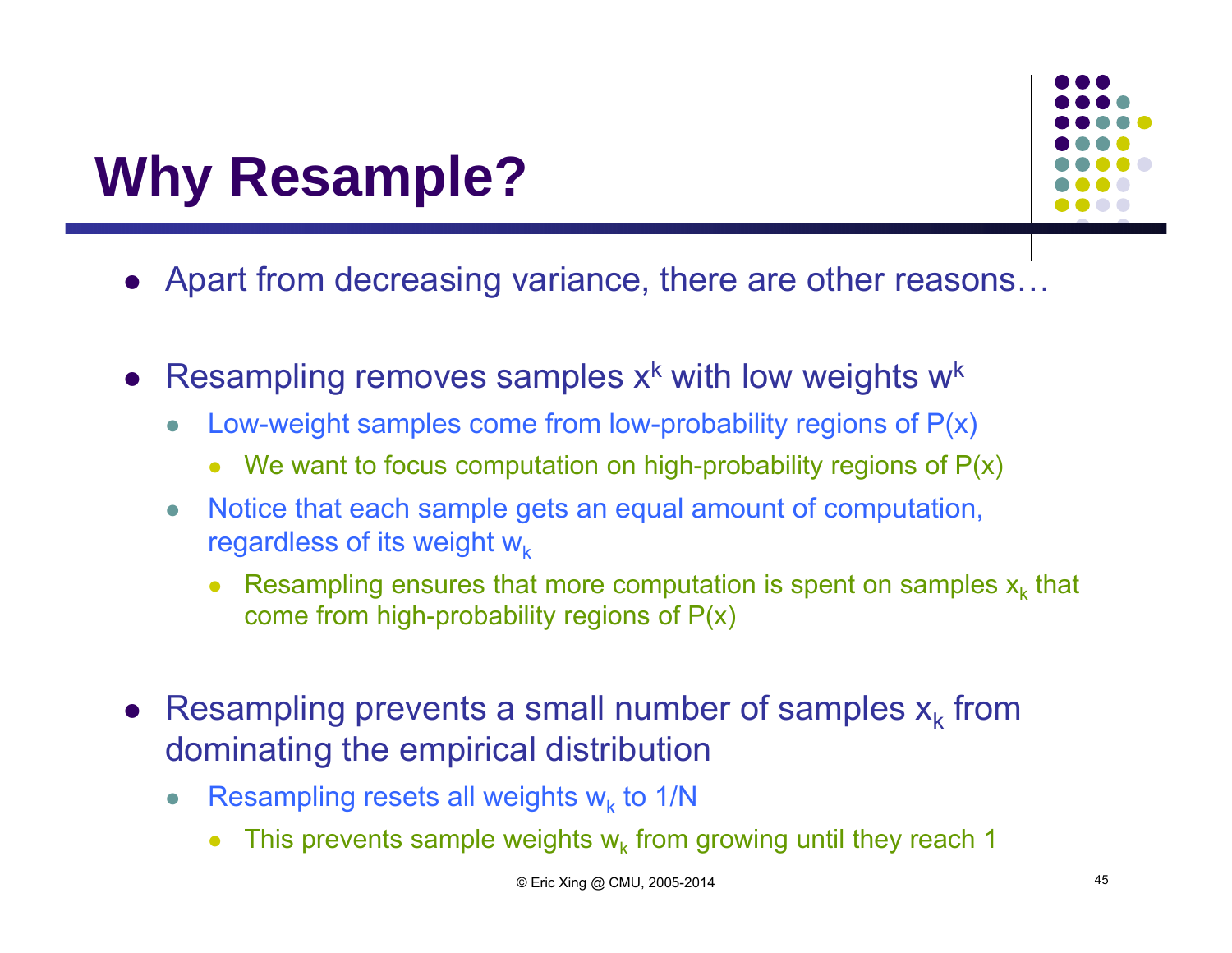# Why Resample?

- Apart from decreasing variance, there are other reasons…
- Resampling removes samples $x^k$ with low weights $w^k$
  - Low-weight samples come from low-probability regions of P(x)
    - We want to focus computation on high-probability regions of P(x)
  - Notice that each sample gets an equal amount of computation, regardless of its weight $w_k$
    - Resampling ensures that more computation is spent on samples $x_k$ that come from high-probability regions of P(x)
- Resampling prevents a small number of samples $x_k$ from dominating the empirical distribution
  - Resampling resets all weights $w_k$ to 1/N
    - This prevents sample weights $w_k$ from growing until they reach 1

© Eric Xing @ CMU, 2005-2014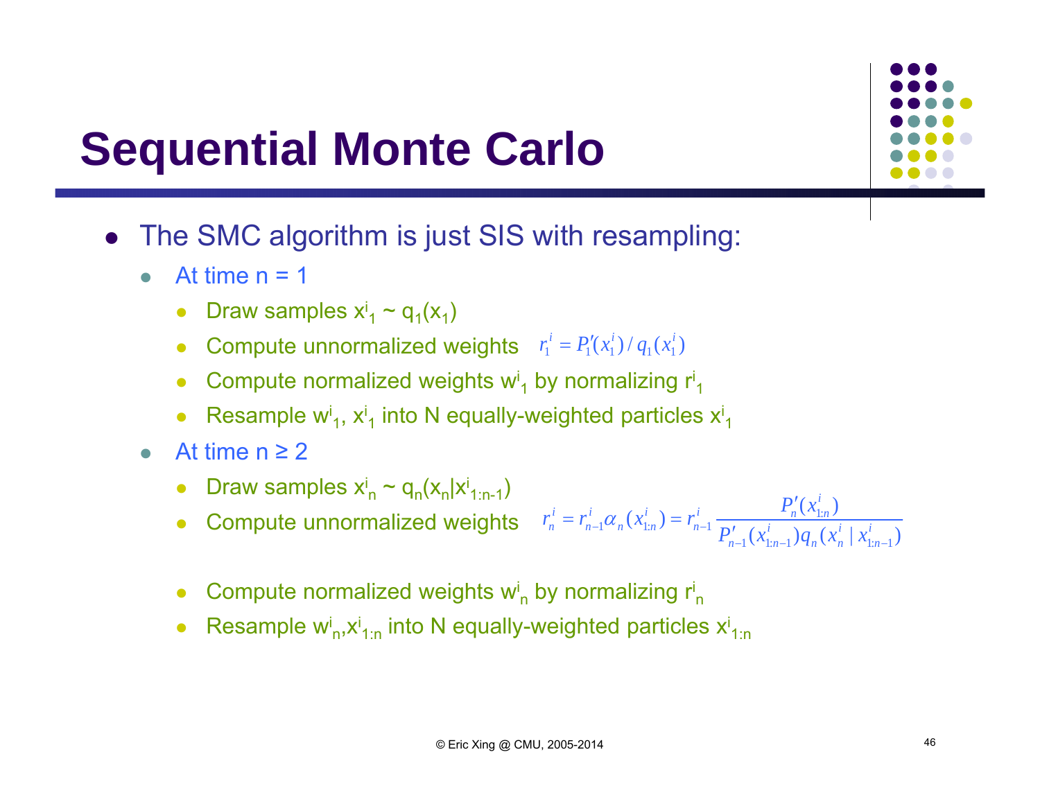# Sequential Monte Carlo

- The SMC algorithm is just SIS with resampling:
  - At time n = 1
    - Draw samples $x^i_1 \sim q_1(x_1)$
    - Compute unnormalized weights $r_1^i = P_1'(x_1^i) / q_1(x_1^i)$
    - Compute normalized weights $w^i_1$ by normalizing $r^i_1$
    - Resample $w^i_1$, $x^i_1$ into N equally-weighted particles $x^i_1$
  - At time n ≥ 2
    - Draw samples $x^i_n \sim q_n(x_n|x^i_{1:n-1})$
    - Compute unnormalized weights $r_n^i = r_{n-1}^i \alpha_n(x_{1:n}^i) = r_{n-1}^i \dfrac{P_n'(x_{1:n}^i)}{P_{n-1}'(x_{1:n-1}^i) q_n(x_n^i \mid x_{1:n-1}^i)}$
    - Compute normalized weights $w^i_n$ by normalizing $r^i_n$
    - Resample $w^i_n$,$x^i_{1:n}$ into N equally-weighted particles $x^i_{1:n}$

© Eric Xing @ CMU, 2005-2014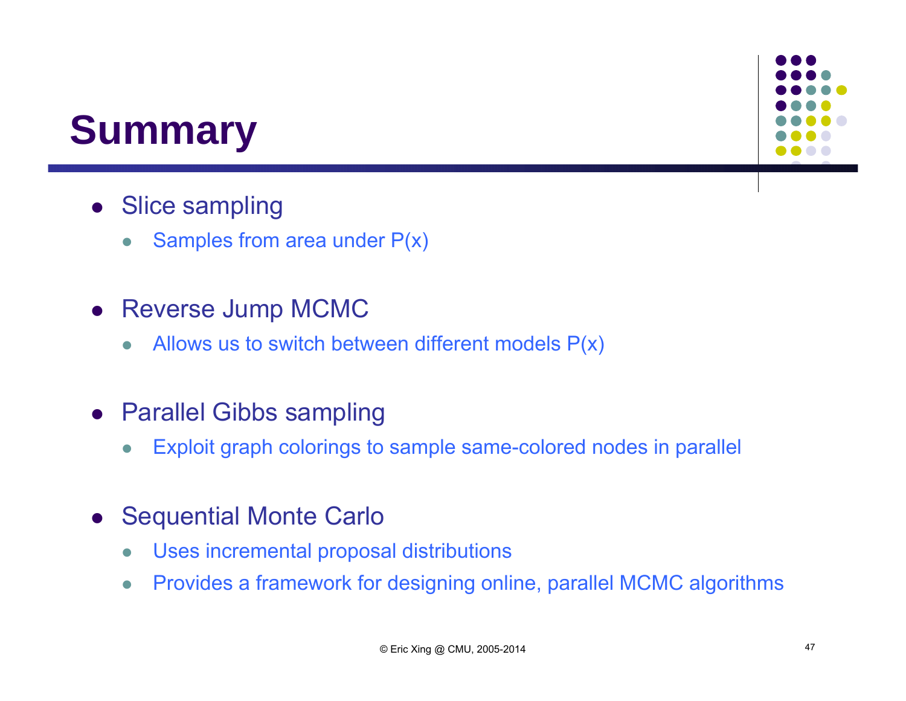# Summary

- Slice sampling
  - Samples from area under P(x)

- Reverse Jump MCMC
  - Allows us to switch between different models P(x)

- Parallel Gibbs sampling
  - Exploit graph colorings to sample same-colored nodes in parallel

- Sequential Monte Carlo
  - Uses incremental proposal distributions
  - Provides a framework for designing online, parallel MCMC algorithms

© Eric Xing @ CMU, 2005-2014